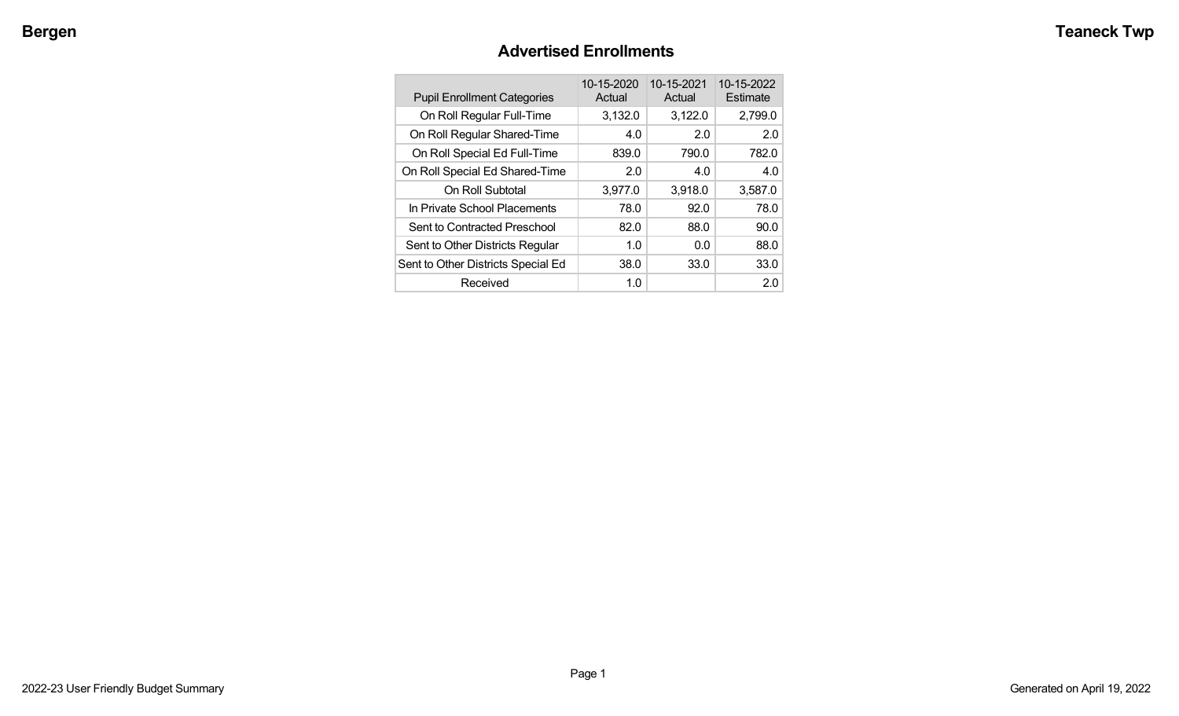## Advertised Enrollments

| Pupil Enrollment Categories | 10-15-2020 Actual | 10-15-2021 Actual | 10-15-2022 Estimate |
|---|---|---|---|
| On Roll Regular Full-Time | 3,132.0 | 3,122.0 | 2,799.0 |
| On Roll Regular Shared-Time | 4.0 | 2.0 | 2.0 |
| On Roll Special Ed Full-Time | 839.0 | 790.0 | 782.0 |
| On Roll Special Ed Shared-Time | 2.0 | 4.0 | 4.0 |
| On Roll Subtotal | 3,977.0 | 3,918.0 | 3,587.0 |
| In Private School Placements | 78.0 | 92.0 | 78.0 |
| Sent to Contracted Preschool | 82.0 | 88.0 | 90.0 |
| Sent to Other Districts Regular | 1.0 | 0.0 | 88.0 |
| Sent to Other Districts Special Ed | 38.0 | 33.0 | 33.0 |
| Received | 1.0 | | 2.0 |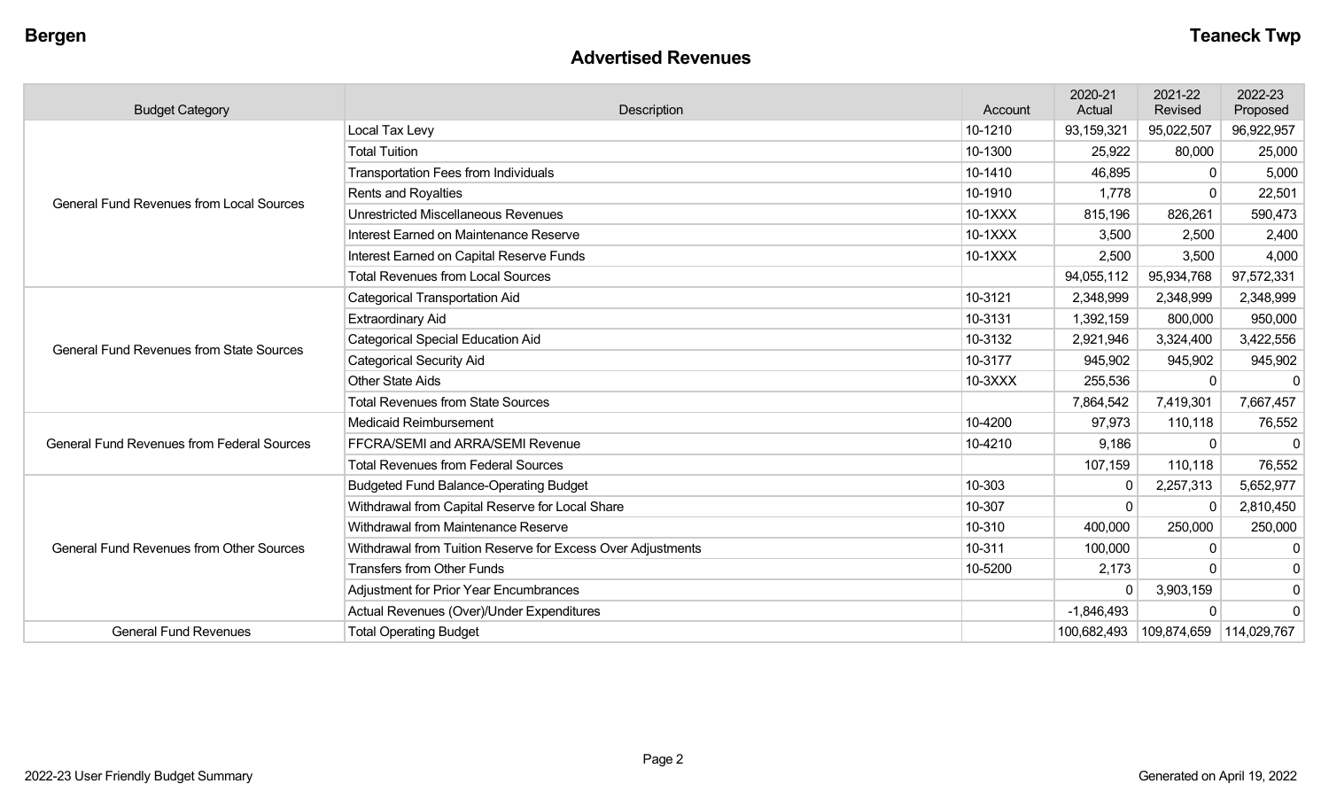**Bergen** **Teaneck Twp**

## Advertised Revenues

| Budget Category | Description | Account | 2020-21 Actual | 2021-22 Revised | 2022-23 Proposed |
|---|---|---|---|---|---|
| General Fund Revenues from Local Sources | Local Tax Levy | 10-1210 | 93,159,321 | 95,022,507 | 96,922,957 |
| | Total Tuition | 10-1300 | 25,922 | 80,000 | 25,000 |
| | Transportation Fees from Individuals | 10-1410 | 46,895 | 0 | 5,000 |
| | Rents and Royalties | 10-1910 | 1,778 | 0 | 22,501 |
| | Unrestricted Miscellaneous Revenues | 10-1XXX | 815,196 | 826,261 | 590,473 |
| | Interest Earned on Maintenance Reserve | 10-1XXX | 3,500 | 2,500 | 2,400 |
| | Interest Earned on Capital Reserve Funds | 10-1XXX | 2,500 | 3,500 | 4,000 |
| | Total Revenues from Local Sources | | 94,055,112 | 95,934,768 | 97,572,331 |
| General Fund Revenues from State Sources | Categorical Transportation Aid | 10-3121 | 2,348,999 | 2,348,999 | 2,348,999 |
| | Extraordinary Aid | 10-3131 | 1,392,159 | 800,000 | 950,000 |
| | Categorical Special Education Aid | 10-3132 | 2,921,946 | 3,324,400 | 3,422,556 |
| | Categorical Security Aid | 10-3177 | 945,902 | 945,902 | 945,902 |
| | Other State Aids | 10-3XXX | 255,536 | 0 | 0 |
| | Total Revenues from State Sources | | 7,864,542 | 7,419,301 | 7,667,457 |
| General Fund Revenues from Federal Sources | Medicaid Reimbursement | 10-4200 | 97,973 | 110,118 | 76,552 |
| | FFCRA/SEMI and ARRA/SEMI Revenue | 10-4210 | 9,186 | 0 | 0 |
| | Total Revenues from Federal Sources | | 107,159 | 110,118 | 76,552 |
| General Fund Revenues from Other Sources | Budgeted Fund Balance-Operating Budget | 10-303 | 0 | 2,257,313 | 5,652,977 |
| | Withdrawal from Capital Reserve for Local Share | 10-307 | 0 | 0 | 2,810,450 |
| | Withdrawal from Maintenance Reserve | 10-310 | 400,000 | 250,000 | 250,000 |
| | Withdrawal from Tuition Reserve for Excess Over Adjustments | 10-311 | 100,000 | 0 | 0 |
| | Transfers from Other Funds | 10-5200 | 2,173 | 0 | 0 |
| | Adjustment for Prior Year Encumbrances | | 0 | 3,903,159 | 0 |
| | Actual Revenues (Over)/Under Expenditures | | -1,846,493 | 0 | 0 |
| General Fund Revenues | Total Operating Budget | | 100,682,493 | 109,874,659 | 114,029,767 |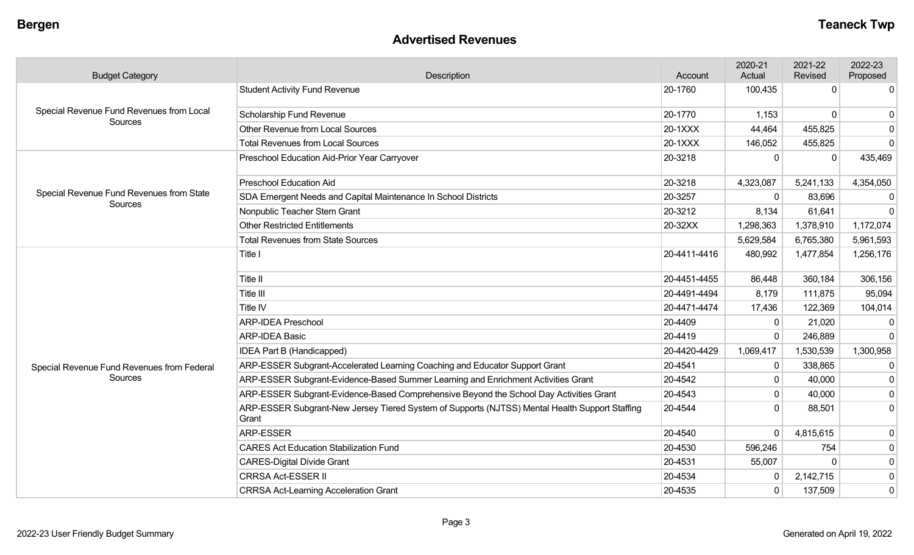## Advertised Revenues

| Budget Category | Description | Account | 2020-21 Actual | 2021-22 Revised | 2022-23 Proposed |
|---|---|---|---|---|---|
| Special Revenue Fund Revenues from Local Sources | Student Activity Fund Revenue | 20-1760 | 100,435 | 0 | 0 |
| | Scholarship Fund Revenue | 20-1770 | 1,153 | 0 | 0 |
| | Other Revenue from Local Sources | 20-1XXX | 44,464 | 455,825 | 0 |
| | Total Revenues from Local Sources | 20-1XXX | 146,052 | 455,825 | 0 |
| Special Revenue Fund Revenues from State Sources | Preschool Education Aid-Prior Year Carryover | 20-3218 | 0 | 0 | 435,469 |
| | Preschool Education Aid | 20-3218 | 4,323,087 | 5,241,133 | 4,354,050 |
| | SDA Emergent Needs and Capital Maintenance In School Districts | 20-3257 | 0 | 83,696 | 0 |
| | Nonpublic Teacher Stem Grant | 20-3212 | 8,134 | 61,641 | 0 |
| | Other Restricted Entitlements | 20-32XX | 1,298,363 | 1,378,910 | 1,172,074 |
| | Total Revenues from State Sources | | 5,629,584 | 6,765,380 | 5,961,593 |
| Special Revenue Fund Revenues from Federal Sources | Title I | 20-4411-4416 | 480,992 | 1,477,854 | 1,256,176 |
| | Title II | 20-4451-4455 | 86,448 | 360,184 | 306,156 |
| | Title III | 20-4491-4494 | 8,179 | 111,875 | 95,094 |
| | Title IV | 20-4471-4474 | 17,436 | 122,369 | 104,014 |
| | ARP-IDEA Preschool | 20-4409 | 0 | 21,020 | 0 |
| | ARP-IDEA Basic | 20-4419 | 0 | 246,889 | 0 |
| | IDEA Part B (Handicapped) | 20-4420-4429 | 1,069,417 | 1,530,539 | 1,300,958 |
| | ARP-ESSER Subgrant-Accelerated Learning Coaching and Educator Support Grant | 20-4541 | 0 | 338,865 | 0 |
| | ARP-ESSER Subgrant-Evidence-Based Summer Learning and Enrichment Activities Grant | 20-4542 | 0 | 40,000 | 0 |
| | ARP-ESSER Subgrant-Evidence-Based Comprehensive Beyond the School Day Activities Grant | 20-4543 | 0 | 40,000 | 0 |
| | ARP-ESSER Subgrant-New Jersey Tiered System of Supports (NJTSS) Mental Health Support Staffing Grant | 20-4544 | 0 | 88,501 | 0 |
| | ARP-ESSER | 20-4540 | 0 | 4,815,615 | 0 |
| | CARES Act Education Stabilization Fund | 20-4530 | 596,246 | 754 | 0 |
| | CARES-Digital Divide Grant | 20-4531 | 55,007 | 0 | 0 |
| | CRRSA Act-ESSER II | 20-4534 | 0 | 2,142,715 | 0 |
| | CRRSA Act-Learning Acceleration Grant | 20-4535 | 0 | 137,509 | 0 |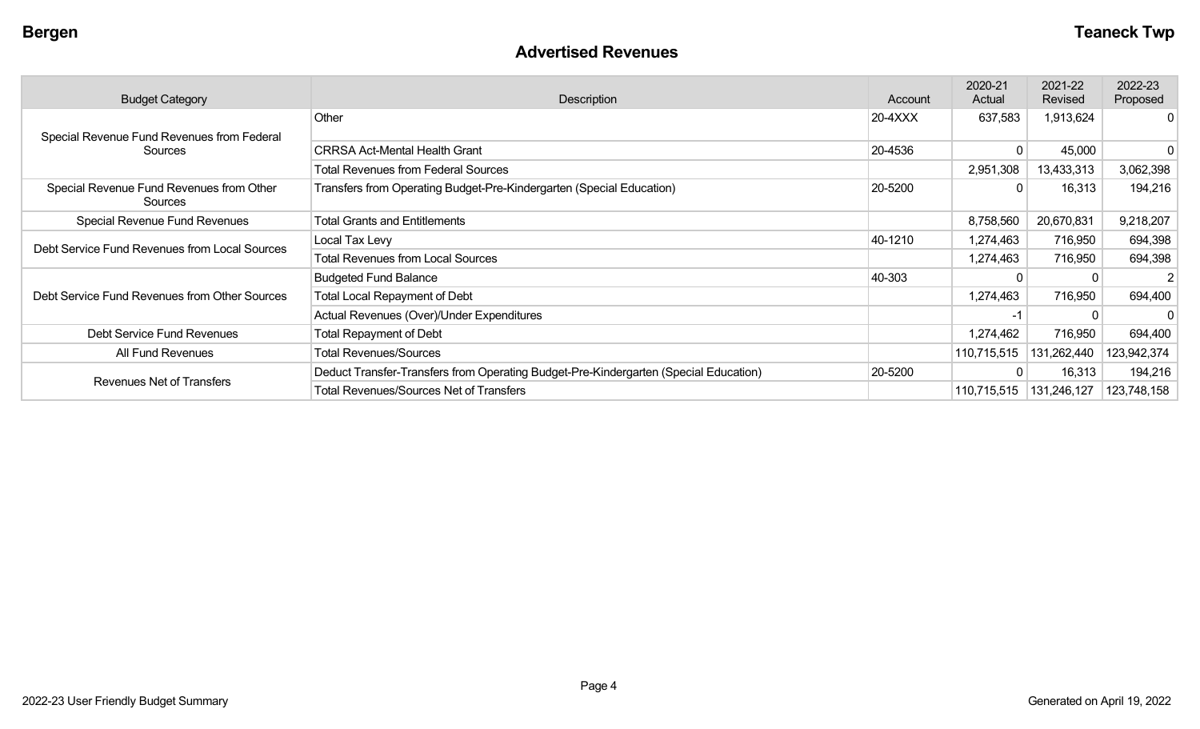## Advertised Revenues

| Budget Category | Description | Account | 2020-21 Actual | 2021-22 Revised | 2022-23 Proposed |
|---|---|---|---|---|---|
| Special Revenue Fund Revenues from Federal Sources | Other | 20-4XXX | 637,583 | 1,913,624 | 0 |
| | CRRSA Act-Mental Health Grant | 20-4536 | 0 | 45,000 | 0 |
| | Total Revenues from Federal Sources | | 2,951,308 | 13,433,313 | 3,062,398 |
| Special Revenue Fund Revenues from Other Sources | Transfers from Operating Budget-Pre-Kindergarten (Special Education) | 20-5200 | 0 | 16,313 | 194,216 |
| Special Revenue Fund Revenues | Total Grants and Entitlements | | 8,758,560 | 20,670,831 | 9,218,207 |
| Debt Service Fund Revenues from Local Sources | Local Tax Levy | 40-1210 | 1,274,463 | 716,950 | 694,398 |
| | Total Revenues from Local Sources | | 1,274,463 | 716,950 | 694,398 |
| Debt Service Fund Revenues from Other Sources | Budgeted Fund Balance | 40-303 | 0 | 0 | 2 |
| | Total Local Repayment of Debt | | 1,274,463 | 716,950 | 694,400 |
| | Actual Revenues (Over)/Under Expenditures | | -1 | 0 | 0 |
| Debt Service Fund Revenues | Total Repayment of Debt | | 1,274,462 | 716,950 | 694,400 |
| All Fund Revenues | Total Revenues/Sources | | 110,715,515 | 131,262,440 | 123,942,374 |
| Revenues Net of Transfers | Deduct Transfer-Transfers from Operating Budget-Pre-Kindergarten (Special Education) | 20-5200 | 0 | 16,313 | 194,216 |
| | Total Revenues/Sources Net of Transfers | | 110,715,515 | 131,246,127 | 123,748,158 |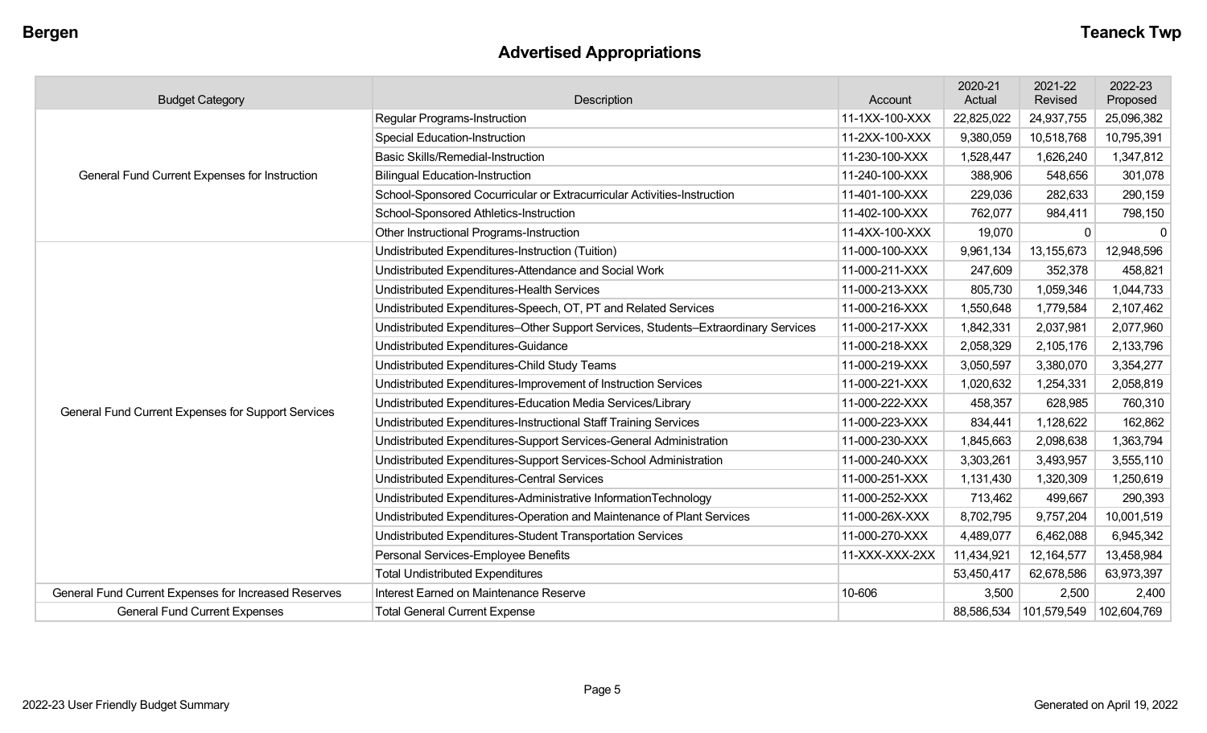# Advertised Appropriations

| Budget Category | Description | Account | 2020-21 Actual | 2021-22 Revised | 2022-23 Proposed |
|---|---|---|---|---|---|
| General Fund Current Expenses for Instruction | Regular Programs-Instruction | 11-1XX-100-XXX | 22,825,022 | 24,937,755 | 25,096,382 |
| | Special Education-Instruction | 11-2XX-100-XXX | 9,380,059 | 10,518,768 | 10,795,391 |
| | Basic Skills/Remedial-Instruction | 11-230-100-XXX | 1,528,447 | 1,626,240 | 1,347,812 |
| | Bilingual Education-Instruction | 11-240-100-XXX | 388,906 | 548,656 | 301,078 |
| | School-Sponsored Cocurricular or Extracurricular Activities-Instruction | 11-401-100-XXX | 229,036 | 282,633 | 290,159 |
| | School-Sponsored Athletics-Instruction | 11-402-100-XXX | 762,077 | 984,411 | 798,150 |
| | Other Instructional Programs-Instruction | 11-4XX-100-XXX | 19,070 | 0 | 0 |
| General Fund Current Expenses for Support Services | Undistributed Expenditures-Instruction (Tuition) | 11-000-100-XXX | 9,961,134 | 13,155,673 | 12,948,596 |
| | Undistributed Expenditures-Attendance and Social Work | 11-000-211-XXX | 247,609 | 352,378 | 458,821 |
| | Undistributed Expenditures-Health Services | 11-000-213-XXX | 805,730 | 1,059,346 | 1,044,733 |
| | Undistributed Expenditures-Speech, OT, PT and Related Services | 11-000-216-XXX | 1,550,648 | 1,779,584 | 2,107,462 |
| | Undistributed Expenditures–Other Support Services, Students–Extraordinary Services | 11-000-217-XXX | 1,842,331 | 2,037,981 | 2,077,960 |
| | Undistributed Expenditures-Guidance | 11-000-218-XXX | 2,058,329 | 2,105,176 | 2,133,796 |
| | Undistributed Expenditures-Child Study Teams | 11-000-219-XXX | 3,050,597 | 3,380,070 | 3,354,277 |
| | Undistributed Expenditures-Improvement of Instruction Services | 11-000-221-XXX | 1,020,632 | 1,254,331 | 2,058,819 |
| | Undistributed Expenditures-Education Media Services/Library | 11-000-222-XXX | 458,357 | 628,985 | 760,310 |
| | Undistributed Expenditures-Instructional Staff Training Services | 11-000-223-XXX | 834,441 | 1,128,622 | 162,862 |
| | Undistributed Expenditures-Support Services-General Administration | 11-000-230-XXX | 1,845,663 | 2,098,638 | 1,363,794 |
| | Undistributed Expenditures-Support Services-School Administration | 11-000-240-XXX | 3,303,261 | 3,493,957 | 3,555,110 |
| | Undistributed Expenditures-Central Services | 11-000-251-XXX | 1,131,430 | 1,320,309 | 1,250,619 |
| | Undistributed Expenditures-Administrative InformationTechnology | 11-000-252-XXX | 713,462 | 499,667 | 290,393 |
| | Undistributed Expenditures-Operation and Maintenance of Plant Services | 11-000-26X-XXX | 8,702,795 | 9,757,204 | 10,001,519 |
| | Undistributed Expenditures-Student Transportation Services | 11-000-270-XXX | 4,489,077 | 6,462,088 | 6,945,342 |
| | Personal Services-Employee Benefits | 11-XXX-XXX-2XX | 11,434,921 | 12,164,577 | 13,458,984 |
| | Total Undistributed Expenditures | | 53,450,417 | 62,678,586 | 63,973,397 |
| General Fund Current Expenses for Increased Reserves | Interest Earned on Maintenance Reserve | 10-606 | 3,500 | 2,500 | 2,400 |
| General Fund Current Expenses | Total General Current Expense | | 88,586,534 | 101,579,549 | 102,604,769 |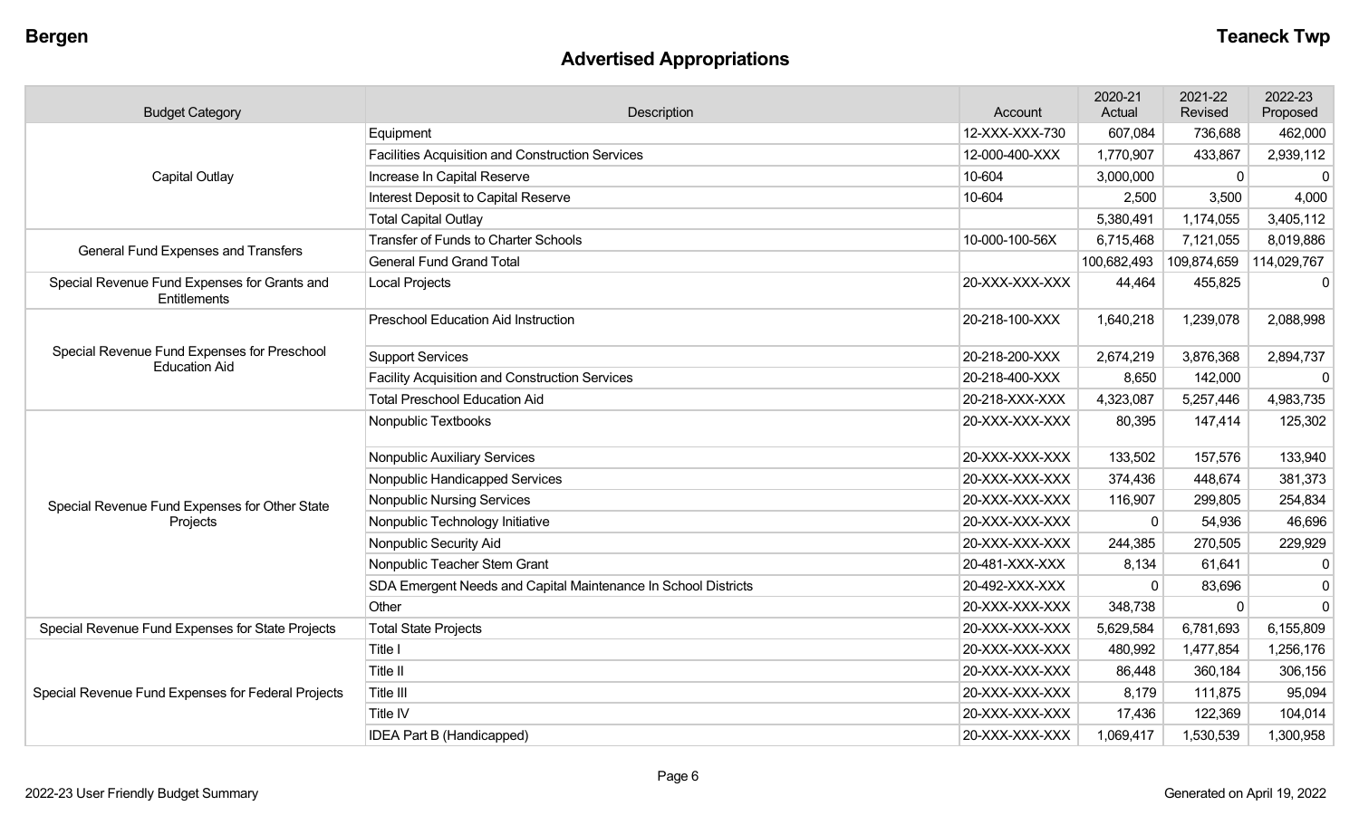## Advertised Appropriations

| Budget Category | Description | Account | 2020-21 Actual | 2021-22 Revised | 2022-23 Proposed |
|---|---|---|---|---|---|
| Capital Outlay | Equipment | 12-XXX-XXX-730 | 607,084 | 736,688 | 462,000 |
| | Facilities Acquisition and Construction Services | 12-000-400-XXX | 1,770,907 | 433,867 | 2,939,112 |
| | Increase In Capital Reserve | 10-604 | 3,000,000 | 0 | 0 |
| | Interest Deposit to Capital Reserve | 10-604 | 2,500 | 3,500 | 4,000 |
| | Total Capital Outlay | | 5,380,491 | 1,174,055 | 3,405,112 |
| General Fund Expenses and Transfers | Transfer of Funds to Charter Schools | 10-000-100-56X | 6,715,468 | 7,121,055 | 8,019,886 |
| | General Fund Grand Total | | 100,682,493 | 109,874,659 | 114,029,767 |
| Special Revenue Fund Expenses for Grants and Entitlements | Local Projects | 20-XXX-XXX-XXX | 44,464 | 455,825 | 0 |
| Special Revenue Fund Expenses for Preschool Education Aid | Preschool Education Aid Instruction | 20-218-100-XXX | 1,640,218 | 1,239,078 | 2,088,998 |
| | Support Services | 20-218-200-XXX | 2,674,219 | 3,876,368 | 2,894,737 |
| | Facility Acquisition and Construction Services | 20-218-400-XXX | 8,650 | 142,000 | 0 |
| | Total Preschool Education Aid | 20-218-XXX-XXX | 4,323,087 | 5,257,446 | 4,983,735 |
| Special Revenue Fund Expenses for Other State Projects | Nonpublic Textbooks | 20-XXX-XXX-XXX | 80,395 | 147,414 | 125,302 |
| | Nonpublic Auxiliary Services | 20-XXX-XXX-XXX | 133,502 | 157,576 | 133,940 |
| | Nonpublic Handicapped Services | 20-XXX-XXX-XXX | 374,436 | 448,674 | 381,373 |
| | Nonpublic Nursing Services | 20-XXX-XXX-XXX | 116,907 | 299,805 | 254,834 |
| | Nonpublic Technology Initiative | 20-XXX-XXX-XXX | 0 | 54,936 | 46,696 |
| | Nonpublic Security Aid | 20-XXX-XXX-XXX | 244,385 | 270,505 | 229,929 |
| | Nonpublic Teacher Stem Grant | 20-481-XXX-XXX | 8,134 | 61,641 | 0 |
| | SDA Emergent Needs and Capital Maintenance In School Districts | 20-492-XXX-XXX | 0 | 83,696 | 0 |
| | Other | 20-XXX-XXX-XXX | 348,738 | 0 | 0 |
| Special Revenue Fund Expenses for State Projects | Total State Projects | 20-XXX-XXX-XXX | 5,629,584 | 6,781,693 | 6,155,809 |
| Special Revenue Fund Expenses for Federal Projects | Title I | 20-XXX-XXX-XXX | 480,992 | 1,477,854 | 1,256,176 |
| | Title II | 20-XXX-XXX-XXX | 86,448 | 360,184 | 306,156 |
| | Title III | 20-XXX-XXX-XXX | 8,179 | 111,875 | 95,094 |
| | Title IV | 20-XXX-XXX-XXX | 17,436 | 122,369 | 104,014 |
| | IDEA Part B (Handicapped) | 20-XXX-XXX-XXX | 1,069,417 | 1,530,539 | 1,300,958 |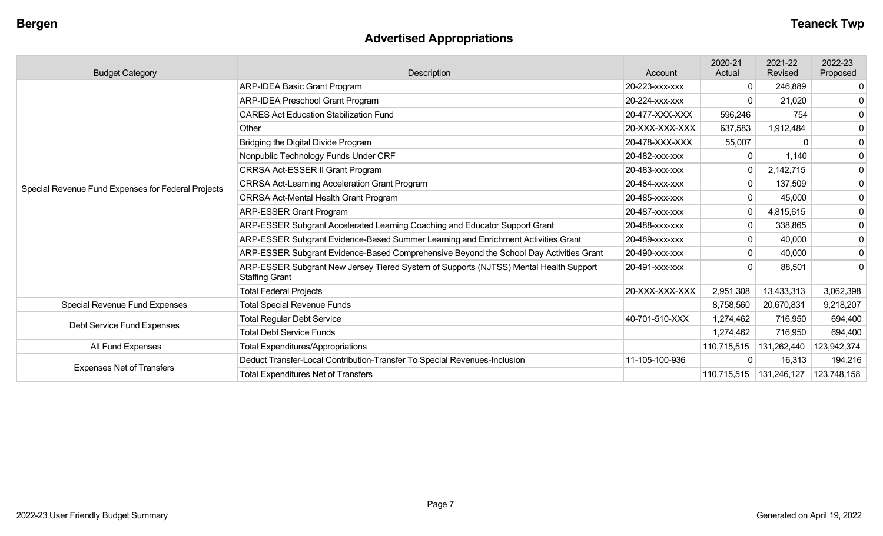# Advertised Appropriations

| Budget Category | Description | Account | 2020-21 Actual | 2021-22 Revised | 2022-23 Proposed |
|---|---|---|---|---|---|
| Special Revenue Fund Expenses for Federal Projects | ARP-IDEA Basic Grant Program | 20-223-xxx-xxx | 0 | 246,889 | 0 |
| | ARP-IDEA Preschool Grant Program | 20-224-xxx-xxx | 0 | 21,020 | 0 |
| | CARES Act Education Stabilization Fund | 20-477-XXX-XXX | 596,246 | 754 | 0 |
| | Other | 20-XXX-XXX-XXX | 637,583 | 1,912,484 | 0 |
| | Bridging the Digital Divide Program | 20-478-XXX-XXX | 55,007 | 0 | 0 |
| | Nonpublic Technology Funds Under CRF | 20-482-xxx-xxx | 0 | 1,140 | 0 |
| | CRRSA Act-ESSER II Grant Program | 20-483-xxx-xxx | 0 | 2,142,715 | 0 |
| | CRRSA Act-Learning Acceleration Grant Program | 20-484-xxx-xxx | 0 | 137,509 | 0 |
| | CRRSA Act-Mental Health Grant Program | 20-485-xxx-xxx | 0 | 45,000 | 0 |
| | ARP-ESSER Grant Program | 20-487-xxx-xxx | 0 | 4,815,615 | 0 |
| | ARP-ESSER Subgrant Accelerated Learning Coaching and Educator Support Grant | 20-488-xxx-xxx | 0 | 338,865 | 0 |
| | ARP-ESSER Subgrant Evidence-Based Summer Learning and Enrichment Activities Grant | 20-489-xxx-xxx | 0 | 40,000 | 0 |
| | ARP-ESSER Subgrant Evidence-Based Comprehensive Beyond the School Day Activities Grant | 20-490-xxx-xxx | 0 | 40,000 | 0 |
| | ARP-ESSER Subgrant New Jersey Tiered System of Supports (NJTSS) Mental Health Support Staffing Grant | 20-491-xxx-xxx | 0 | 88,501 | 0 |
| | Total Federal Projects | 20-XXX-XXX-XXX | 2,951,308 | 13,433,313 | 3,062,398 |
| Special Revenue Fund Expenses | Total Special Revenue Funds | | 8,758,560 | 20,670,831 | 9,218,207 |
| Debt Service Fund Expenses | Total Regular Debt Service | 40-701-510-XXX | 1,274,462 | 716,950 | 694,400 |
| | Total Debt Service Funds | | 1,274,462 | 716,950 | 694,400 |
| All Fund Expenses | Total Expenditures/Appropriations | | 110,715,515 | 131,262,440 | 123,942,374 |
| Expenses Net of Transfers | Deduct Transfer-Local Contribution-Transfer To Special Revenues-Inclusion | 11-105-100-936 | 0 | 16,313 | 194,216 |
| | Total Expenditures Net of Transfers | | 110,715,515 | 131,246,127 | 123,748,158 |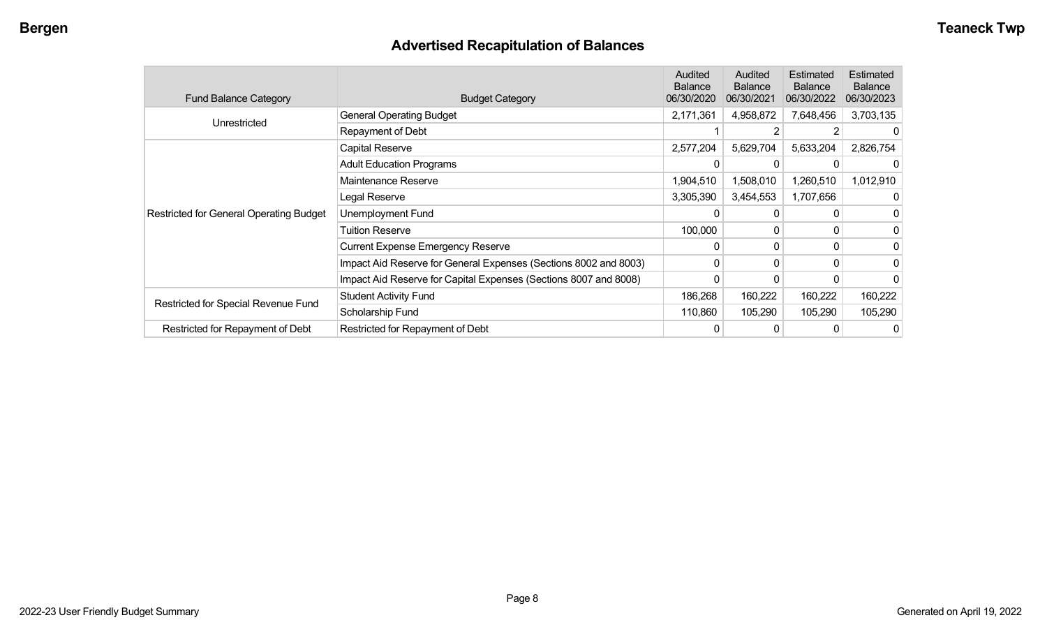# Advertised Recapitulation of Balances

| Fund Balance Category | Budget Category | Audited Balance 06/30/2020 | Audited Balance 06/30/2021 | Estimated Balance 06/30/2022 | Estimated Balance 06/30/2023 |
|---|---|---|---|---|---|
| Unrestricted | General Operating Budget | 2,171,361 | 4,958,872 | 7,648,456 | 3,703,135 |
| | Repayment of Debt | 1 | 2 | 2 | 0 |
| Restricted for General Operating Budget | Capital Reserve | 2,577,204 | 5,629,704 | 5,633,204 | 2,826,754 |
| | Adult Education Programs | 0 | 0 | 0 | 0 |
| | Maintenance Reserve | 1,904,510 | 1,508,010 | 1,260,510 | 1,012,910 |
| | Legal Reserve | 3,305,390 | 3,454,553 | 1,707,656 | 0 |
| | Unemployment Fund | 0 | 0 | 0 | 0 |
| | Tuition Reserve | 100,000 | 0 | 0 | 0 |
| | Current Expense Emergency Reserve | 0 | 0 | 0 | 0 |
| | Impact Aid Reserve for General Expenses (Sections 8002 and 8003) | 0 | 0 | 0 | 0 |
| | Impact Aid Reserve for Capital Expenses (Sections 8007 and 8008) | 0 | 0 | 0 | 0 |
| Restricted for Special Revenue Fund | Student Activity Fund | 186,268 | 160,222 | 160,222 | 160,222 |
| | Scholarship Fund | 110,860 | 105,290 | 105,290 | 105,290 |
| Restricted for Repayment of Debt | Restricted for Repayment of Debt | 0 | 0 | 0 | 0 |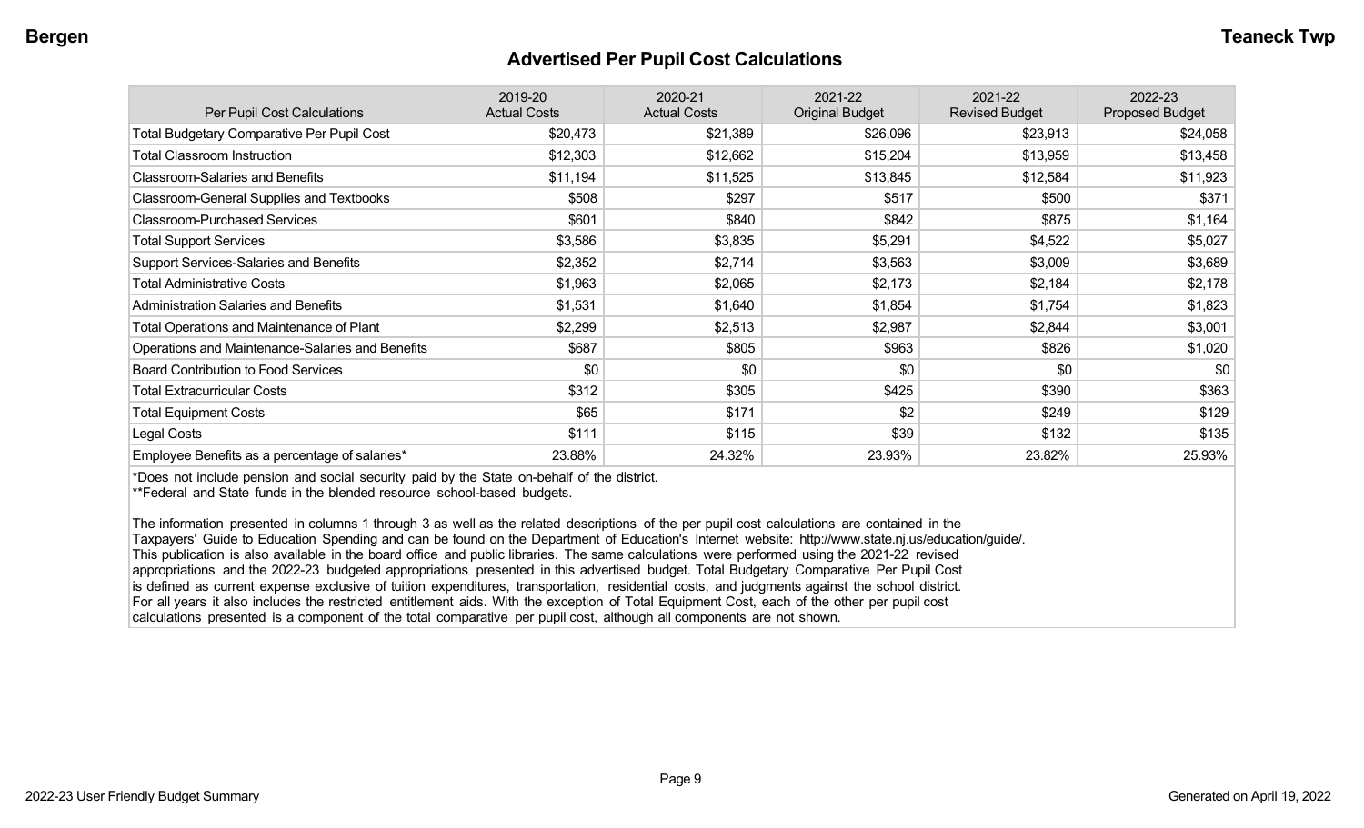## Advertised Per Pupil Cost Calculations

| Per Pupil Cost Calculations | 2019-20 Actual Costs | 2020-21 Actual Costs | 2021-22 Original Budget | 2021-22 Revised Budget | 2022-23 Proposed Budget |
|---|---|---|---|---|---|
| Total Budgetary Comparative Per Pupil Cost | $20,473 | $21,389 | $26,096 | $23,913 | $24,058 |
| Total Classroom Instruction | $12,303 | $12,662 | $15,204 | $13,959 | $13,458 |
| Classroom-Salaries and Benefits | $11,194 | $11,525 | $13,845 | $12,584 | $11,923 |
| Classroom-General Supplies and Textbooks | $508 | $297 | $517 | $500 | $371 |
| Classroom-Purchased Services | $601 | $840 | $842 | $875 | $1,164 |
| Total Support Services | $3,586 | $3,835 | $5,291 | $4,522 | $5,027 |
| Support Services-Salaries and Benefits | $2,352 | $2,714 | $3,563 | $3,009 | $3,689 |
| Total Administrative Costs | $1,963 | $2,065 | $2,173 | $2,184 | $2,178 |
| Administration Salaries and Benefits | $1,531 | $1,640 | $1,854 | $1,754 | $1,823 |
| Total Operations and Maintenance of Plant | $2,299 | $2,513 | $2,987 | $2,844 | $3,001 |
| Operations and Maintenance-Salaries and Benefits | $687 | $805 | $963 | $826 | $1,020 |
| Board Contribution to Food Services | $0 | $0 | $0 | $0 | $0 |
| Total Extracurricular Costs | $312 | $305 | $425 | $390 | $363 |
| Total Equipment Costs | $65 | $171 | $2 | $249 | $129 |
| Legal Costs | $111 | $115 | $39 | $132 | $135 |
| Employee Benefits as a percentage of salaries* | 23.88% | 24.32% | 23.93% | 23.82% | 25.93% |

*Does not include pension and social security paid by the State on-behalf of the district.
**Federal and State funds in the blended resource school-based budgets.

The information presented in columns 1 through 3 as well as the related descriptions of the per pupil cost calculations are contained in the Taxpayers' Guide to Education Spending and can be found on the Department of Education's Internet website: http://www.state.nj.us/education/guide/. This publication is also available in the board office and public libraries. The same calculations were performed using the 2021-22 revised appropriations and the 2022-23 budgeted appropriations presented in this advertised budget. Total Budgetary Comparative Per Pupil Cost is defined as current expense exclusive of tuition expenditures, transportation, residential costs, and judgments against the school district. For all years it also includes the restricted entitlement aids. With the exception of Total Equipment Cost, each of the other per pupil cost calculations presented is a component of the total comparative per pupil cost, although all components are not shown.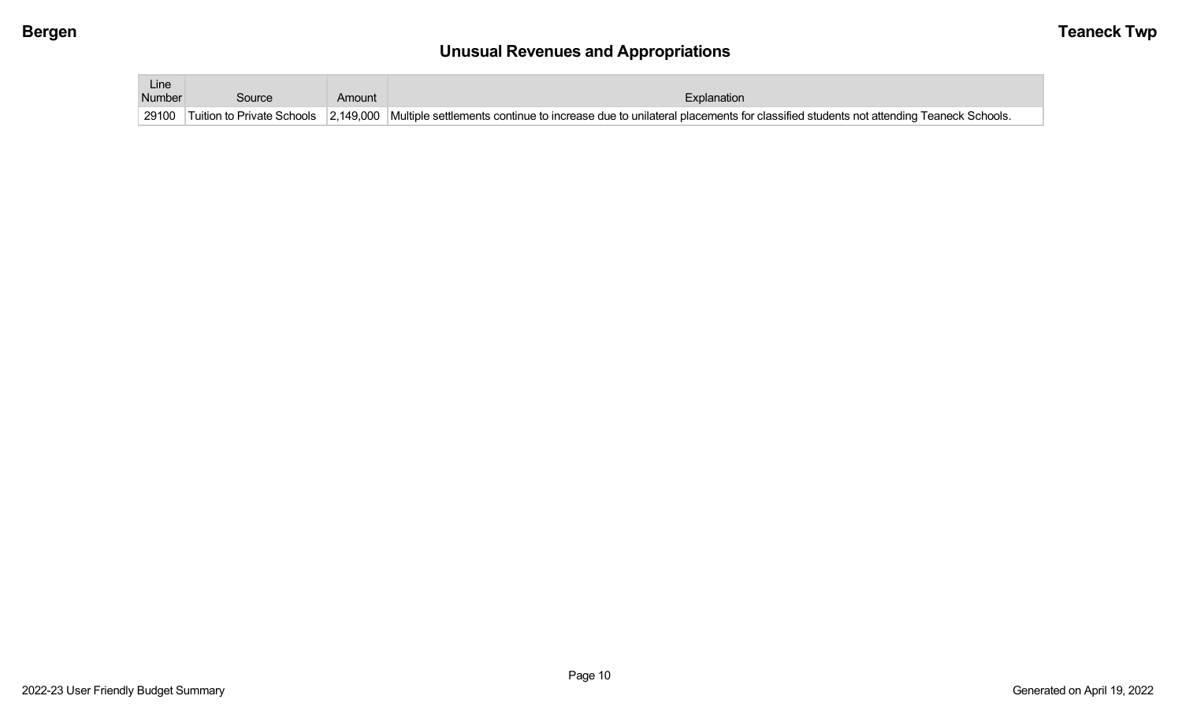## Unusual Revenues and Appropriations

| Line Number | Source | Amount | Explanation |
|---|---|---|---|
| 29100 | Tuition to Private Schools | 2,149,000 | Multiple settlements continue to increase due to unilateral placements for classified students not attending Teaneck Schools. |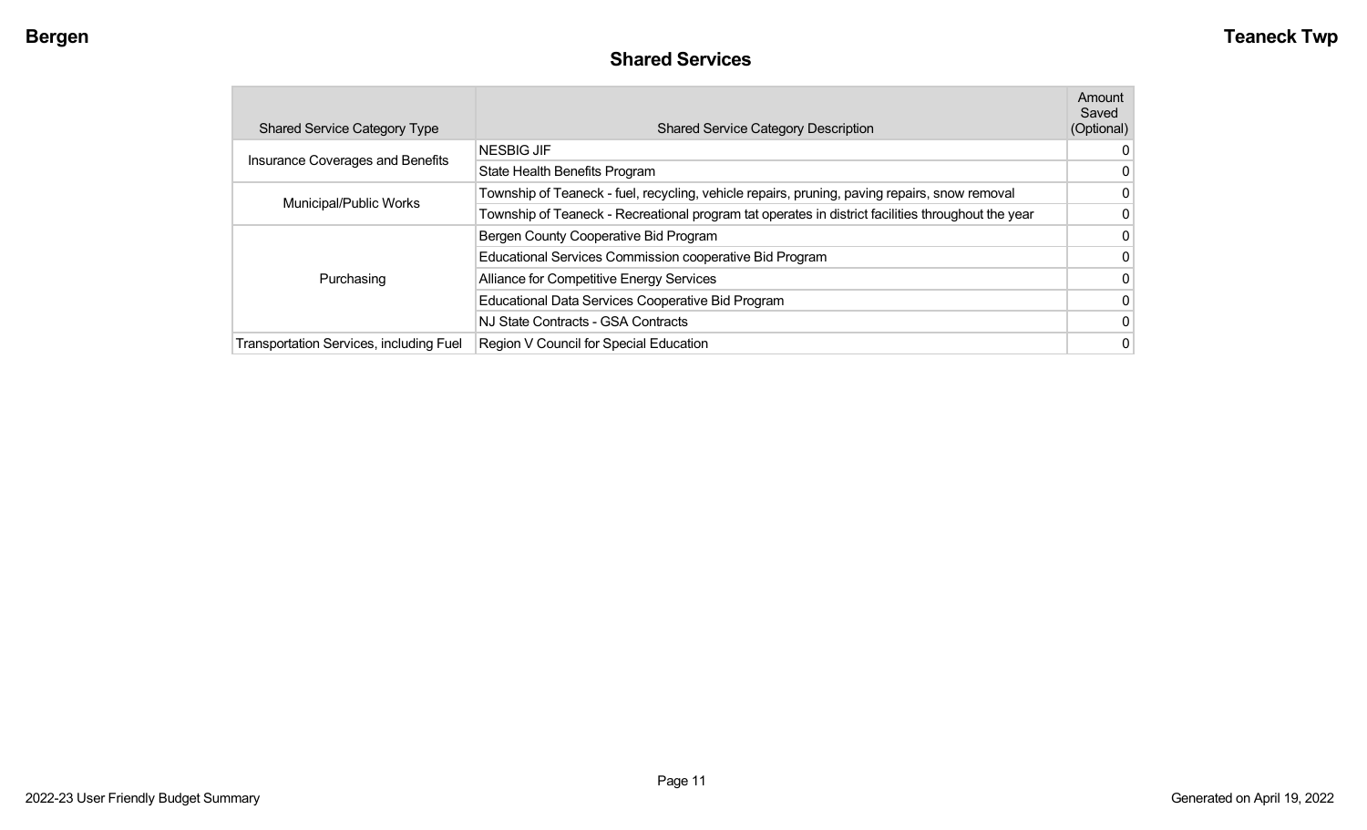## Shared Services

| Shared Service Category Type | Shared Service Category Description | Amount Saved (Optional) |
|---|---|---|
| Insurance Coverages and Benefits | NESBIG JIF | 0 |
| | State Health Benefits Program | 0 |
| Municipal/Public Works | Township of Teaneck - fuel, recycling, vehicle repairs, pruning, paving repairs, snow removal | 0 |
| | Township of Teaneck - Recreational program tat operates in district facilities throughout the year | 0 |
| Purchasing | Bergen County Cooperative Bid Program | 0 |
| | Educational Services Commission cooperative Bid Program | 0 |
| | Alliance for Competitive Energy Services | 0 |
| | Educational Data Services Cooperative Bid Program | 0 |
| | NJ State Contracts - GSA Contracts | 0 |
| Transportation Services, including Fuel | Region V Council for Special Education | 0 |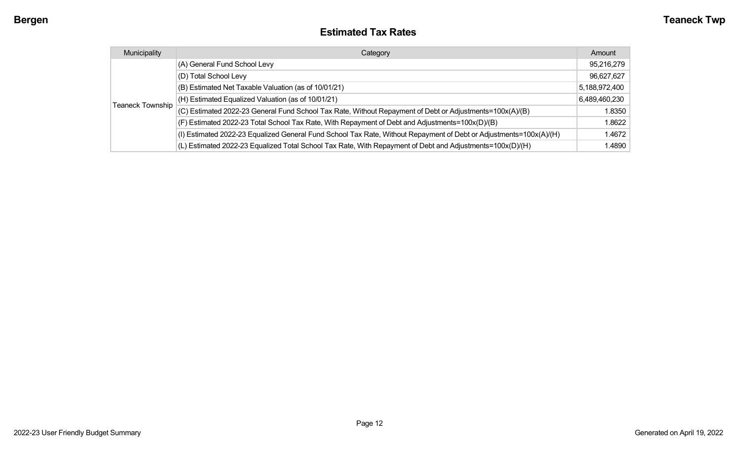## Estimated Tax Rates

| Municipality | Category | Amount |
|---|---|---|
| Teaneck Township | (A) General Fund School Levy | 95,216,279 |
| | (D) Total School Levy | 96,627,627 |
| | (B) Estimated Net Taxable Valuation (as of 10/01/21) | 5,188,972,400 |
| | (H) Estimated Equalized Valuation (as of 10/01/21) | 6,489,460,230 |
| | (C) Estimated 2022-23 General Fund School Tax Rate, Without Repayment of Debt or Adjustments=100x(A)/(B) | 1.8350 |
| | (F) Estimated 2022-23 Total School Tax Rate, With Repayment of Debt and Adjustments=100x(D)/(B) | 1.8622 |
| | (I) Estimated 2022-23 Equalized General Fund School Tax Rate, Without Repayment of Debt or Adjustments=100x(A)/(H) | 1.4672 |
| | (L) Estimated 2022-23 Equalized Total School Tax Rate, With Repayment of Debt and Adjustments=100x(D)/(H) | 1.4890 |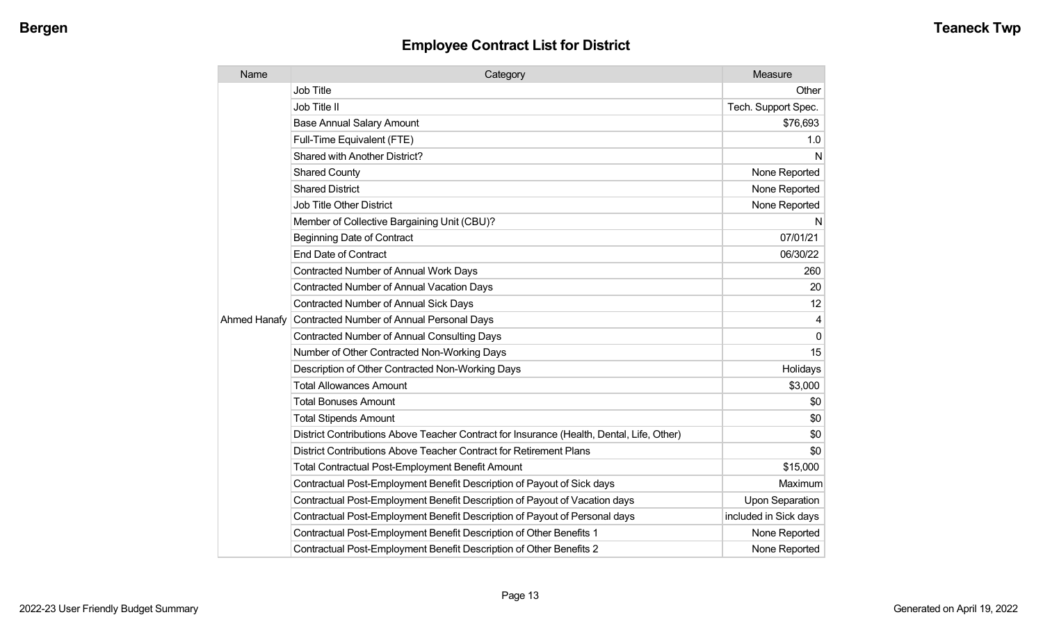## Employee Contract List for District

| Name | Category | Measure |
|---|---|---|
| Ahmed Hanafy | Job Title | Other |
| | Job Title II | Tech. Support Spec. |
| | Base Annual Salary Amount | $76,693 |
| | Full-Time Equivalent (FTE) | 1.0 |
| | Shared with Another District? | N |
| | Shared County | None Reported |
| | Shared District | None Reported |
| | Job Title Other District | None Reported |
| | Member of Collective Bargaining Unit (CBU)? | N |
| | Beginning Date of Contract | 07/01/21 |
| | End Date of Contract | 06/30/22 |
| | Contracted Number of Annual Work Days | 260 |
| | Contracted Number of Annual Vacation Days | 20 |
| | Contracted Number of Annual Sick Days | 12 |
| | Contracted Number of Annual Personal Days | 4 |
| | Contracted Number of Annual Consulting Days | 0 |
| | Number of Other Contracted Non-Working Days | 15 |
| | Description of Other Contracted Non-Working Days | Holidays |
| | Total Allowances Amount | $3,000 |
| | Total Bonuses Amount | $0 |
| | Total Stipends Amount | $0 |
| | District Contributions Above Teacher Contract for Insurance (Health, Dental, Life, Other) | $0 |
| | District Contributions Above Teacher Contract for Retirement Plans | $0 |
| | Total Contractual Post-Employment Benefit Amount | $15,000 |
| | Contractual Post-Employment Benefit Description of Payout of Sick days | Maximum |
| | Contractual Post-Employment Benefit Description of Payout of Vacation days | Upon Separation |
| | Contractual Post-Employment Benefit Description of Payout of Personal days | included in Sick days |
| | Contractual Post-Employment Benefit Description of Other Benefits 1 | None Reported |
| | Contractual Post-Employment Benefit Description of Other Benefits 2 | None Reported |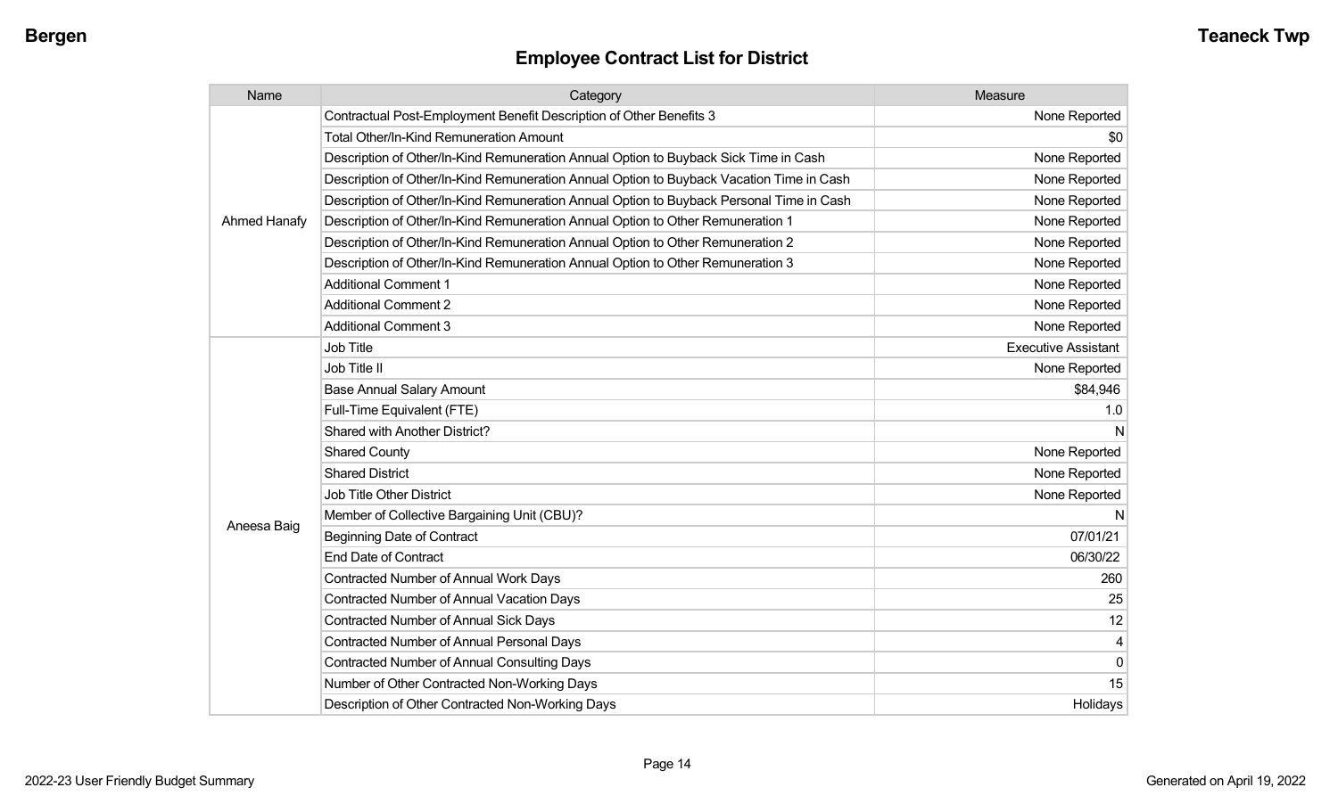## Employee Contract List for District

| Name | Category | Measure |
|---|---|---|
| Ahmed Hanafy | Contractual Post-Employment Benefit Description of Other Benefits 3 | None Reported |
| | Total Other/In-Kind Remuneration Amount | $0 |
| | Description of Other/In-Kind Remuneration Annual Option to Buyback Sick Time in Cash | None Reported |
| | Description of Other/In-Kind Remuneration Annual Option to Buyback Vacation Time in Cash | None Reported |
| | Description of Other/In-Kind Remuneration Annual Option to Buyback Personal Time in Cash | None Reported |
| | Description of Other/In-Kind Remuneration Annual Option to Other Remuneration 1 | None Reported |
| | Description of Other/In-Kind Remuneration Annual Option to Other Remuneration 2 | None Reported |
| | Description of Other/In-Kind Remuneration Annual Option to Other Remuneration 3 | None Reported |
| | Additional Comment 1 | None Reported |
| | Additional Comment 2 | None Reported |
| | Additional Comment 3 | None Reported |
| Aneesa Baig | Job Title | Executive Assistant |
| | Job Title II | None Reported |
| | Base Annual Salary Amount | $84,946 |
| | Full-Time Equivalent (FTE) | 1.0 |
| | Shared with Another District? | N |
| | Shared County | None Reported |
| | Shared District | None Reported |
| | Job Title Other District | None Reported |
| | Member of Collective Bargaining Unit (CBU)? | N |
| | Beginning Date of Contract | 07/01/21 |
| | End Date of Contract | 06/30/22 |
| | Contracted Number of Annual Work Days | 260 |
| | Contracted Number of Annual Vacation Days | 25 |
| | Contracted Number of Annual Sick Days | 12 |
| | Contracted Number of Annual Personal Days | 4 |
| | Contracted Number of Annual Consulting Days | 0 |
| | Number of Other Contracted Non-Working Days | 15 |
| | Description of Other Contracted Non-Working Days | Holidays |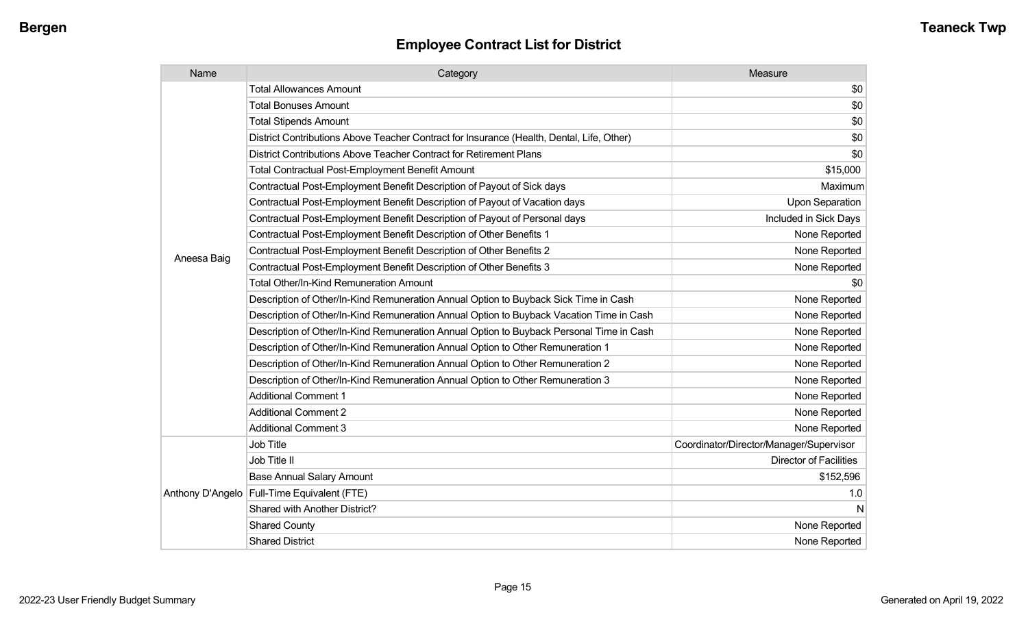## Employee Contract List for District

| Name | Category | Measure |
| --- | --- | --- |
| Aneesa Baig | Total Allowances Amount | $0 |
| | Total Bonuses Amount | $0 |
| | Total Stipends Amount | $0 |
| | District Contributions Above Teacher Contract for Insurance (Health, Dental, Life, Other) | $0 |
| | District Contributions Above Teacher Contract for Retirement Plans | $0 |
| | Total Contractual Post-Employment Benefit Amount | $15,000 |
| | Contractual Post-Employment Benefit Description of Payout of Sick days | Maximum |
| | Contractual Post-Employment Benefit Description of Payout of Vacation days | Upon Separation |
| | Contractual Post-Employment Benefit Description of Payout of Personal days | Included in Sick Days |
| | Contractual Post-Employment Benefit Description of Other Benefits 1 | None Reported |
| | Contractual Post-Employment Benefit Description of Other Benefits 2 | None Reported |
| | Contractual Post-Employment Benefit Description of Other Benefits 3 | None Reported |
| | Total Other/In-Kind Remuneration Amount | $0 |
| | Description of Other/In-Kind Remuneration Annual Option to Buyback Sick Time in Cash | None Reported |
| | Description of Other/In-Kind Remuneration Annual Option to Buyback Vacation Time in Cash | None Reported |
| | Description of Other/In-Kind Remuneration Annual Option to Buyback Personal Time in Cash | None Reported |
| | Description of Other/In-Kind Remuneration Annual Option to Other Remuneration 1 | None Reported |
| | Description of Other/In-Kind Remuneration Annual Option to Other Remuneration 2 | None Reported |
| | Description of Other/In-Kind Remuneration Annual Option to Other Remuneration 3 | None Reported |
| | Additional Comment 1 | None Reported |
| | Additional Comment 2 | None Reported |
| | Additional Comment 3 | None Reported |
| Anthony D'Angelo | Job Title | Coordinator/Director/Manager/Supervisor |
| | Job Title II | Director of Facilities |
| | Base Annual Salary Amount | $152,596 |
| | Full-Time Equivalent (FTE) | 1.0 |
| | Shared with Another District? | N |
| | Shared County | None Reported |
| | Shared District | None Reported |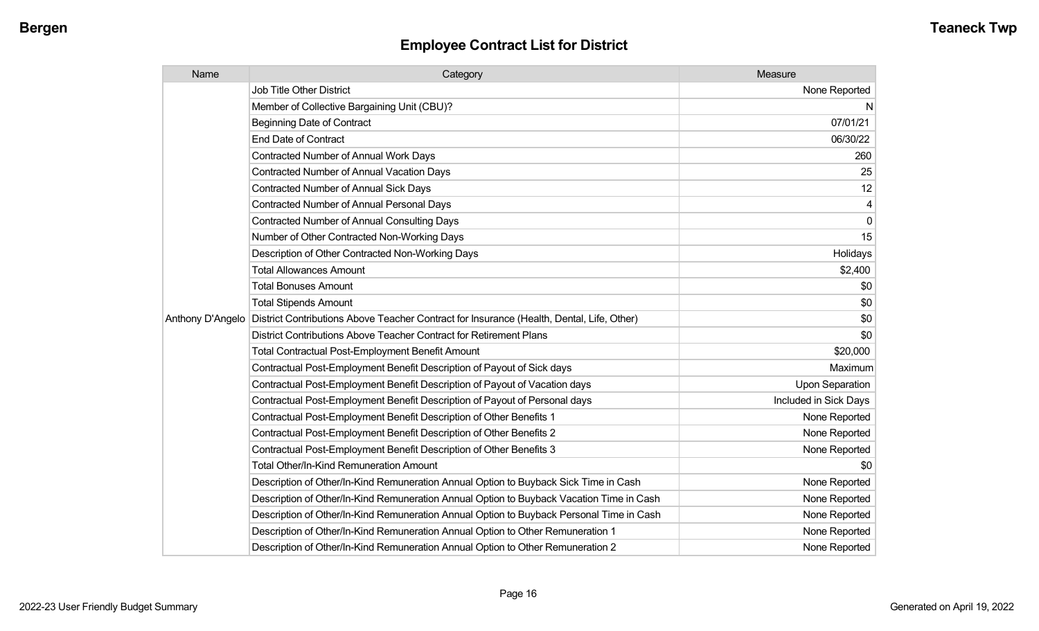## Employee Contract List for District

| Name | Category | Measure |
|---|---|---|
| Anthony D'Angelo | Job Title Other District | None Reported |
| | Member of Collective Bargaining Unit (CBU)? | N |
| | Beginning Date of Contract | 07/01/21 |
| | End Date of Contract | 06/30/22 |
| | Contracted Number of Annual Work Days | 260 |
| | Contracted Number of Annual Vacation Days | 25 |
| | Contracted Number of Annual Sick Days | 12 |
| | Contracted Number of Annual Personal Days | 4 |
| | Contracted Number of Annual Consulting Days | 0 |
| | Number of Other Contracted Non-Working Days | 15 |
| | Description of Other Contracted Non-Working Days | Holidays |
| | Total Allowances Amount | $2,400 |
| | Total Bonuses Amount | $0 |
| | Total Stipends Amount | $0 |
| | District Contributions Above Teacher Contract for Insurance (Health, Dental, Life, Other) | $0 |
| | District Contributions Above Teacher Contract for Retirement Plans | $0 |
| | Total Contractual Post-Employment Benefit Amount | $20,000 |
| | Contractual Post-Employment Benefit Description of Payout of Sick days | Maximum |
| | Contractual Post-Employment Benefit Description of Payout of Vacation days | Upon Separation |
| | Contractual Post-Employment Benefit Description of Payout of Personal days | Included in Sick Days |
| | Contractual Post-Employment Benefit Description of Other Benefits 1 | None Reported |
| | Contractual Post-Employment Benefit Description of Other Benefits 2 | None Reported |
| | Contractual Post-Employment Benefit Description of Other Benefits 3 | None Reported |
| | Total Other/In-Kind Remuneration Amount | $0 |
| | Description of Other/In-Kind Remuneration Annual Option to Buyback Sick Time in Cash | None Reported |
| | Description of Other/In-Kind Remuneration Annual Option to Buyback Vacation Time in Cash | None Reported |
| | Description of Other/In-Kind Remuneration Annual Option to Buyback Personal Time in Cash | None Reported |
| | Description of Other/In-Kind Remuneration Annual Option to Other Remuneration 1 | None Reported |
| | Description of Other/In-Kind Remuneration Annual Option to Other Remuneration 2 | None Reported |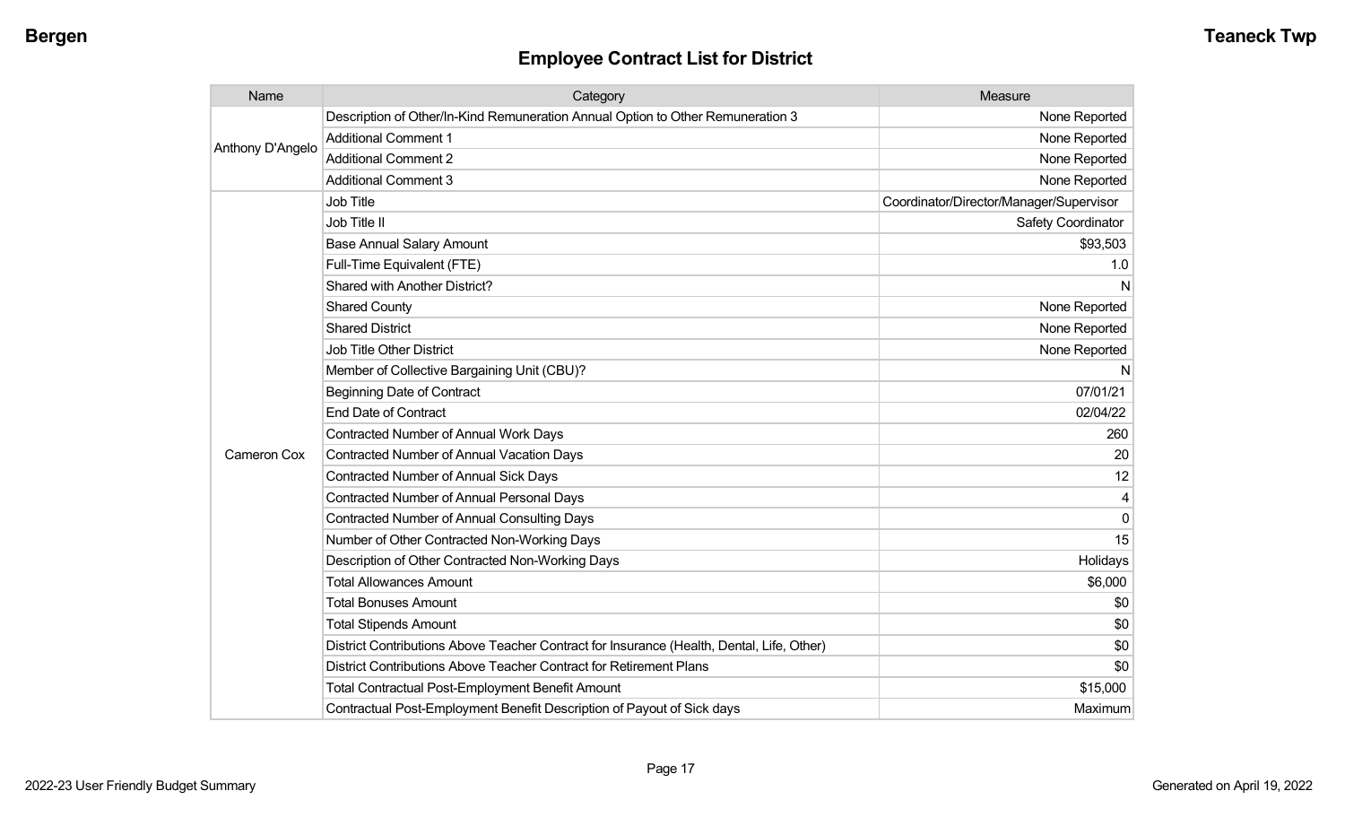## Employee Contract List for District

| Name | Category | Measure |
|---|---|---|
| Anthony D'Angelo | Description of Other/In-Kind Remuneration Annual Option to Other Remuneration 3 | None Reported |
| | Additional Comment 1 | None Reported |
| | Additional Comment 2 | None Reported |
| | Additional Comment 3 | None Reported |
| Cameron Cox | Job Title | Coordinator/Director/Manager/Supervisor |
| | Job Title II | Safety Coordinator |
| | Base Annual Salary Amount | $93,503 |
| | Full-Time Equivalent (FTE) | 1.0 |
| | Shared with Another District? | N |
| | Shared County | None Reported |
| | Shared District | None Reported |
| | Job Title Other District | None Reported |
| | Member of Collective Bargaining Unit (CBU)? | N |
| | Beginning Date of Contract | 07/01/21 |
| | End Date of Contract | 02/04/22 |
| | Contracted Number of Annual Work Days | 260 |
| | Contracted Number of Annual Vacation Days | 20 |
| | Contracted Number of Annual Sick Days | 12 |
| | Contracted Number of Annual Personal Days | 4 |
| | Contracted Number of Annual Consulting Days | 0 |
| | Number of Other Contracted Non-Working Days | 15 |
| | Description of Other Contracted Non-Working Days | Holidays |
| | Total Allowances Amount | $6,000 |
| | Total Bonuses Amount | $0 |
| | Total Stipends Amount | $0 |
| | District Contributions Above Teacher Contract for Insurance (Health, Dental, Life, Other) | $0 |
| | District Contributions Above Teacher Contract for Retirement Plans | $0 |
| | Total Contractual Post-Employment Benefit Amount | $15,000 |
| | Contractual Post-Employment Benefit Description of Payout of Sick days | Maximum |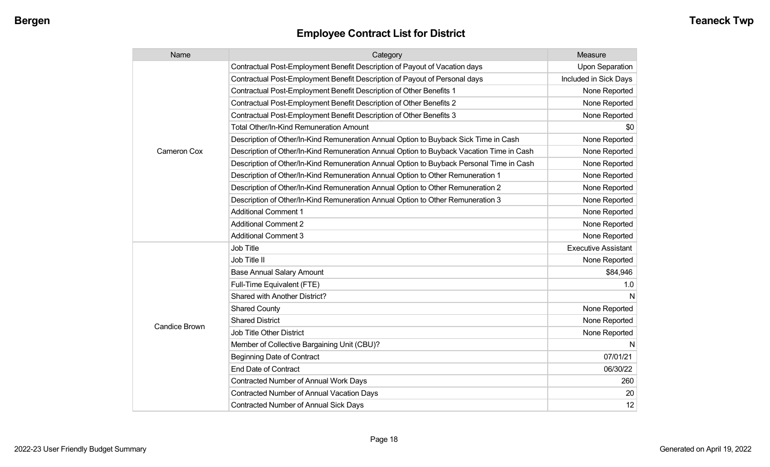## Employee Contract List for District

| Name | Category | Measure |
|---|---|---|
| Cameron Cox | Contractual Post-Employment Benefit Description of Payout of Vacation days | Upon Separation |
| | Contractual Post-Employment Benefit Description of Payout of Personal days | Included in Sick Days |
| | Contractual Post-Employment Benefit Description of Other Benefits 1 | None Reported |
| | Contractual Post-Employment Benefit Description of Other Benefits 2 | None Reported |
| | Contractual Post-Employment Benefit Description of Other Benefits 3 | None Reported |
| | Total Other/In-Kind Remuneration Amount | $0 |
| | Description of Other/In-Kind Remuneration Annual Option to Buyback Sick Time in Cash | None Reported |
| | Description of Other/In-Kind Remuneration Annual Option to Buyback Vacation Time in Cash | None Reported |
| | Description of Other/In-Kind Remuneration Annual Option to Buyback Personal Time in Cash | None Reported |
| | Description of Other/In-Kind Remuneration Annual Option to Other Remuneration 1 | None Reported |
| | Description of Other/In-Kind Remuneration Annual Option to Other Remuneration 2 | None Reported |
| | Description of Other/In-Kind Remuneration Annual Option to Other Remuneration 3 | None Reported |
| | Additional Comment 1 | None Reported |
| | Additional Comment 2 | None Reported |
| | Additional Comment 3 | None Reported |
| Candice Brown | Job Title | Executive Assistant |
| | Job Title II | None Reported |
| | Base Annual Salary Amount | $84,946 |
| | Full-Time Equivalent (FTE) | 1.0 |
| | Shared with Another District? | N |
| | Shared County | None Reported |
| | Shared District | None Reported |
| | Job Title Other District | None Reported |
| | Member of Collective Bargaining Unit (CBU)? | N |
| | Beginning Date of Contract | 07/01/21 |
| | End Date of Contract | 06/30/22 |
| | Contracted Number of Annual Work Days | 260 |
| | Contracted Number of Annual Vacation Days | 20 |
| | Contracted Number of Annual Sick Days | 12 |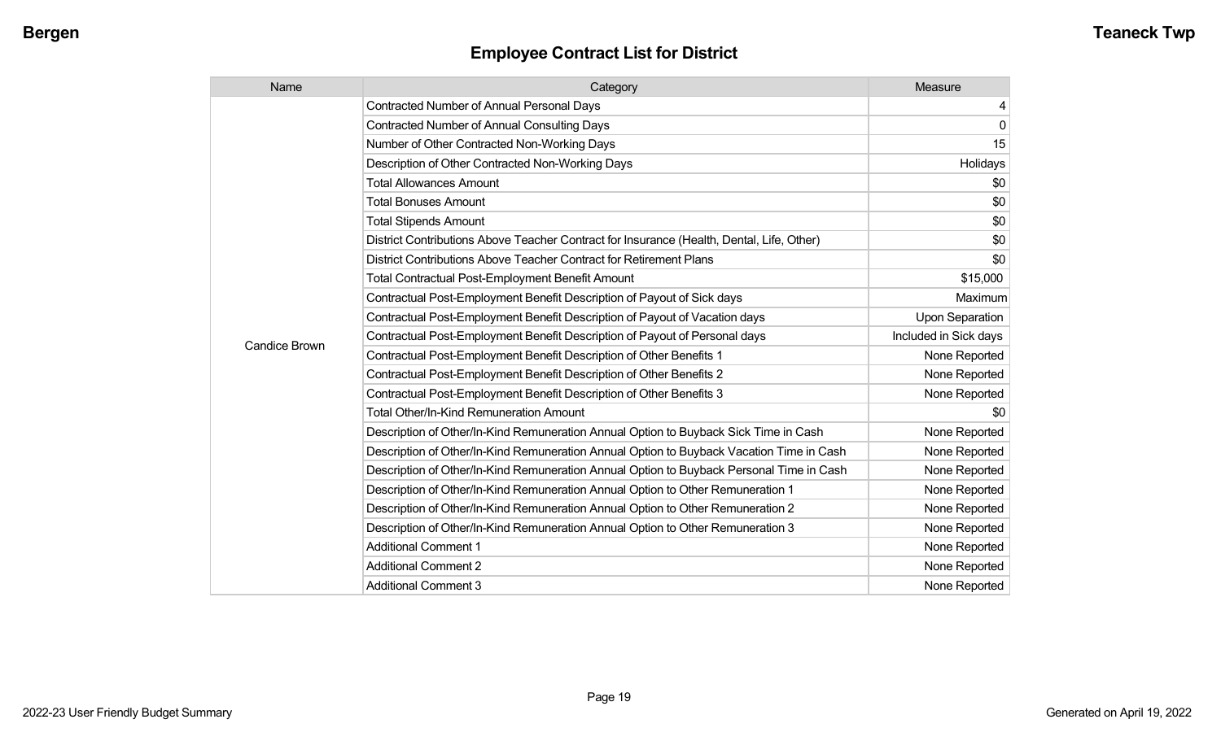## Employee Contract List for District

| Name | Category | Measure |
|---|---|---|
| Candice Brown | Contracted Number of Annual Personal Days | 4 |
| | Contracted Number of Annual Consulting Days | 0 |
| | Number of Other Contracted Non-Working Days | 15 |
| | Description of Other Contracted Non-Working Days | Holidays |
| | Total Allowances Amount | $0 |
| | Total Bonuses Amount | $0 |
| | Total Stipends Amount | $0 |
| | District Contributions Above Teacher Contract for Insurance (Health, Dental, Life, Other) | $0 |
| | District Contributions Above Teacher Contract for Retirement Plans | $0 |
| | Total Contractual Post-Employment Benefit Amount | $15,000 |
| | Contractual Post-Employment Benefit Description of Payout of Sick days | Maximum |
| | Contractual Post-Employment Benefit Description of Payout of Vacation days | Upon Separation |
| | Contractual Post-Employment Benefit Description of Payout of Personal days | Included in Sick days |
| | Contractual Post-Employment Benefit Description of Other Benefits 1 | None Reported |
| | Contractual Post-Employment Benefit Description of Other Benefits 2 | None Reported |
| | Contractual Post-Employment Benefit Description of Other Benefits 3 | None Reported |
| | Total Other/In-Kind Remuneration Amount | $0 |
| | Description of Other/In-Kind Remuneration Annual Option to Buyback Sick Time in Cash | None Reported |
| | Description of Other/In-Kind Remuneration Annual Option to Buyback Vacation Time in Cash | None Reported |
| | Description of Other/In-Kind Remuneration Annual Option to Buyback Personal Time in Cash | None Reported |
| | Description of Other/In-Kind Remuneration Annual Option to Other Remuneration 1 | None Reported |
| | Description of Other/In-Kind Remuneration Annual Option to Other Remuneration 2 | None Reported |
| | Description of Other/In-Kind Remuneration Annual Option to Other Remuneration 3 | None Reported |
| | Additional Comment 1 | None Reported |
| | Additional Comment 2 | None Reported |
| | Additional Comment 3 | None Reported |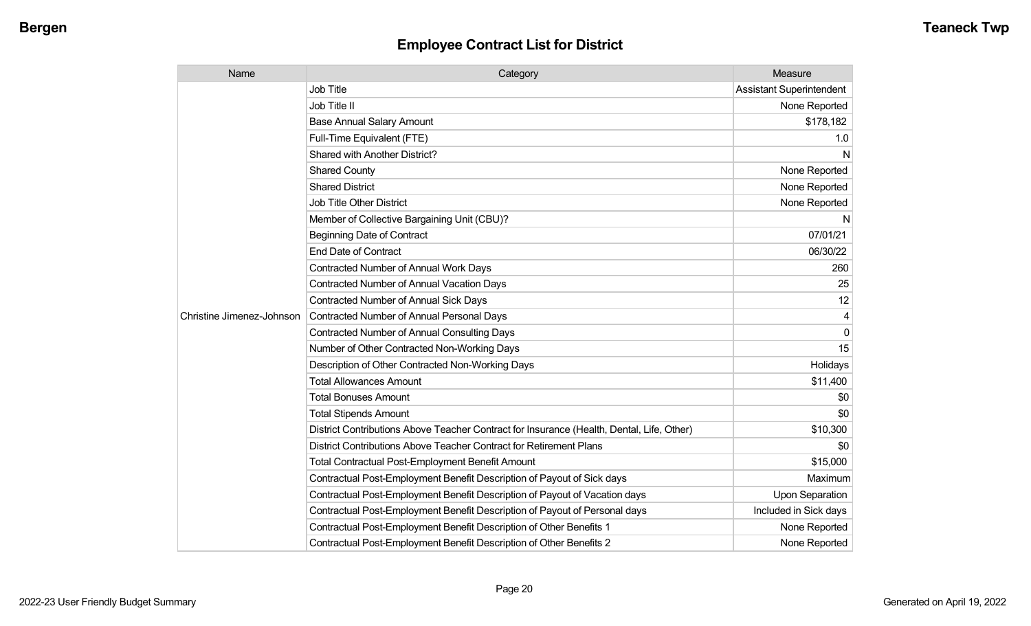## Employee Contract List for District

| Name | Category | Measure |
|---|---|---|
| Christine Jimenez-Johnson | Job Title | Assistant Superintendent |
| | Job Title II | None Reported |
| | Base Annual Salary Amount | $178,182 |
| | Full-Time Equivalent (FTE) | 1.0 |
| | Shared with Another District? | N |
| | Shared County | None Reported |
| | Shared District | None Reported |
| | Job Title Other District | None Reported |
| | Member of Collective Bargaining Unit (CBU)? | N |
| | Beginning Date of Contract | 07/01/21 |
| | End Date of Contract | 06/30/22 |
| | Contracted Number of Annual Work Days | 260 |
| | Contracted Number of Annual Vacation Days | 25 |
| | Contracted Number of Annual Sick Days | 12 |
| | Contracted Number of Annual Personal Days | 4 |
| | Contracted Number of Annual Consulting Days | 0 |
| | Number of Other Contracted Non-Working Days | 15 |
| | Description of Other Contracted Non-Working Days | Holidays |
| | Total Allowances Amount | $11,400 |
| | Total Bonuses Amount | $0 |
| | Total Stipends Amount | $0 |
| | District Contributions Above Teacher Contract for Insurance (Health, Dental, Life, Other) | $10,300 |
| | District Contributions Above Teacher Contract for Retirement Plans | $0 |
| | Total Contractual Post-Employment Benefit Amount | $15,000 |
| | Contractual Post-Employment Benefit Description of Payout of Sick days | Maximum |
| | Contractual Post-Employment Benefit Description of Payout of Vacation days | Upon Separation |
| | Contractual Post-Employment Benefit Description of Payout of Personal days | Included in Sick days |
| | Contractual Post-Employment Benefit Description of Other Benefits 1 | None Reported |
| | Contractual Post-Employment Benefit Description of Other Benefits 2 | None Reported |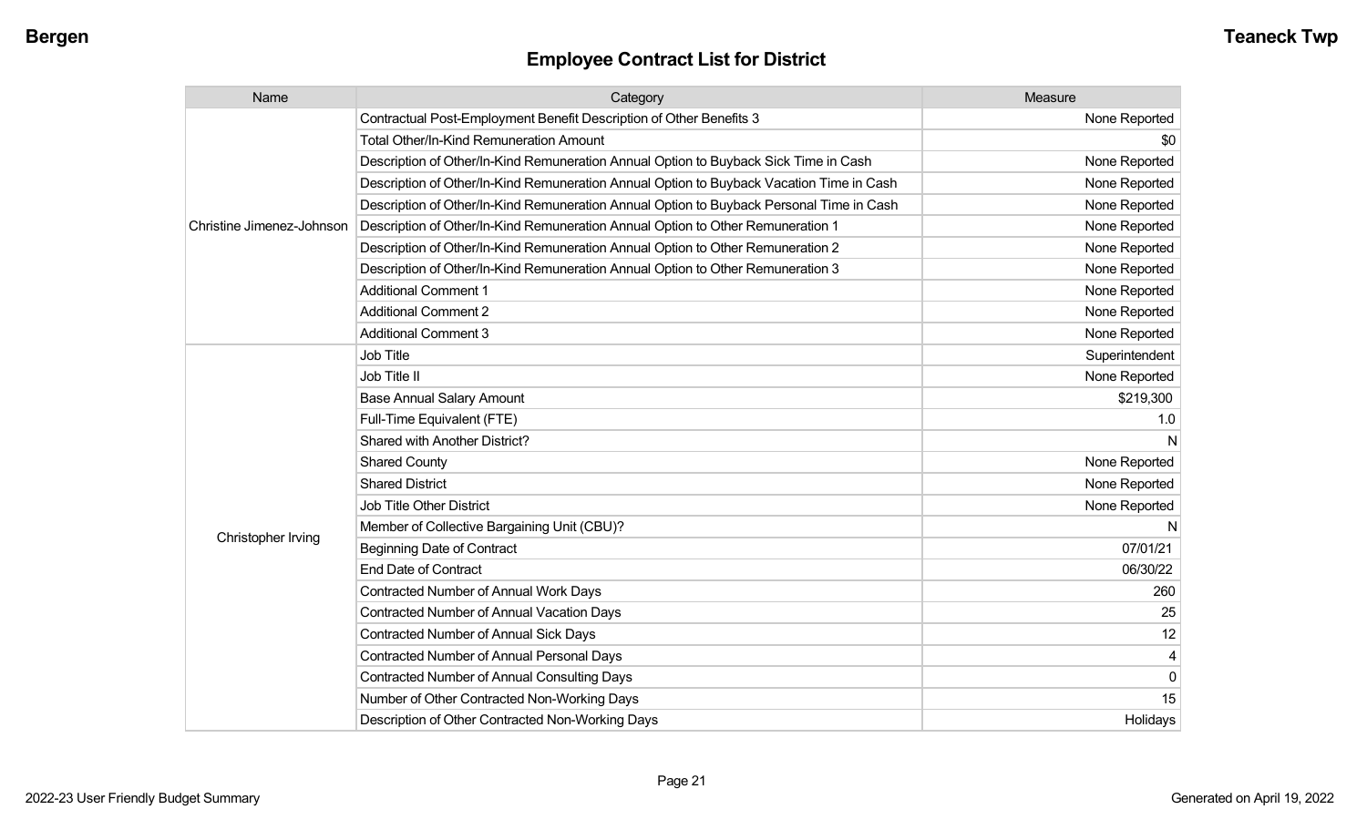## Employee Contract List for District

| Name | Category | Measure |
|---|---|---|
| Christine Jimenez-Johnson | Contractual Post-Employment Benefit Description of Other Benefits 3 | None Reported |
| | Total Other/In-Kind Remuneration Amount | $0 |
| | Description of Other/In-Kind Remuneration Annual Option to Buyback Sick Time in Cash | None Reported |
| | Description of Other/In-Kind Remuneration Annual Option to Buyback Vacation Time in Cash | None Reported |
| | Description of Other/In-Kind Remuneration Annual Option to Buyback Personal Time in Cash | None Reported |
| | Description of Other/In-Kind Remuneration Annual Option to Other Remuneration 1 | None Reported |
| | Description of Other/In-Kind Remuneration Annual Option to Other Remuneration 2 | None Reported |
| | Description of Other/In-Kind Remuneration Annual Option to Other Remuneration 3 | None Reported |
| | Additional Comment 1 | None Reported |
| | Additional Comment 2 | None Reported |
| | Additional Comment 3 | None Reported |
| Christopher Irving | Job Title | Superintendent |
| | Job Title II | None Reported |
| | Base Annual Salary Amount | $219,300 |
| | Full-Time Equivalent (FTE) | 1.0 |
| | Shared with Another District? | N |
| | Shared County | None Reported |
| | Shared District | None Reported |
| | Job Title Other District | None Reported |
| | Member of Collective Bargaining Unit (CBU)? | N |
| | Beginning Date of Contract | 07/01/21 |
| | End Date of Contract | 06/30/22 |
| | Contracted Number of Annual Work Days | 260 |
| | Contracted Number of Annual Vacation Days | 25 |
| | Contracted Number of Annual Sick Days | 12 |
| | Contracted Number of Annual Personal Days | 4 |
| | Contracted Number of Annual Consulting Days | 0 |
| | Number of Other Contracted Non-Working Days | 15 |
| | Description of Other Contracted Non-Working Days | Holidays |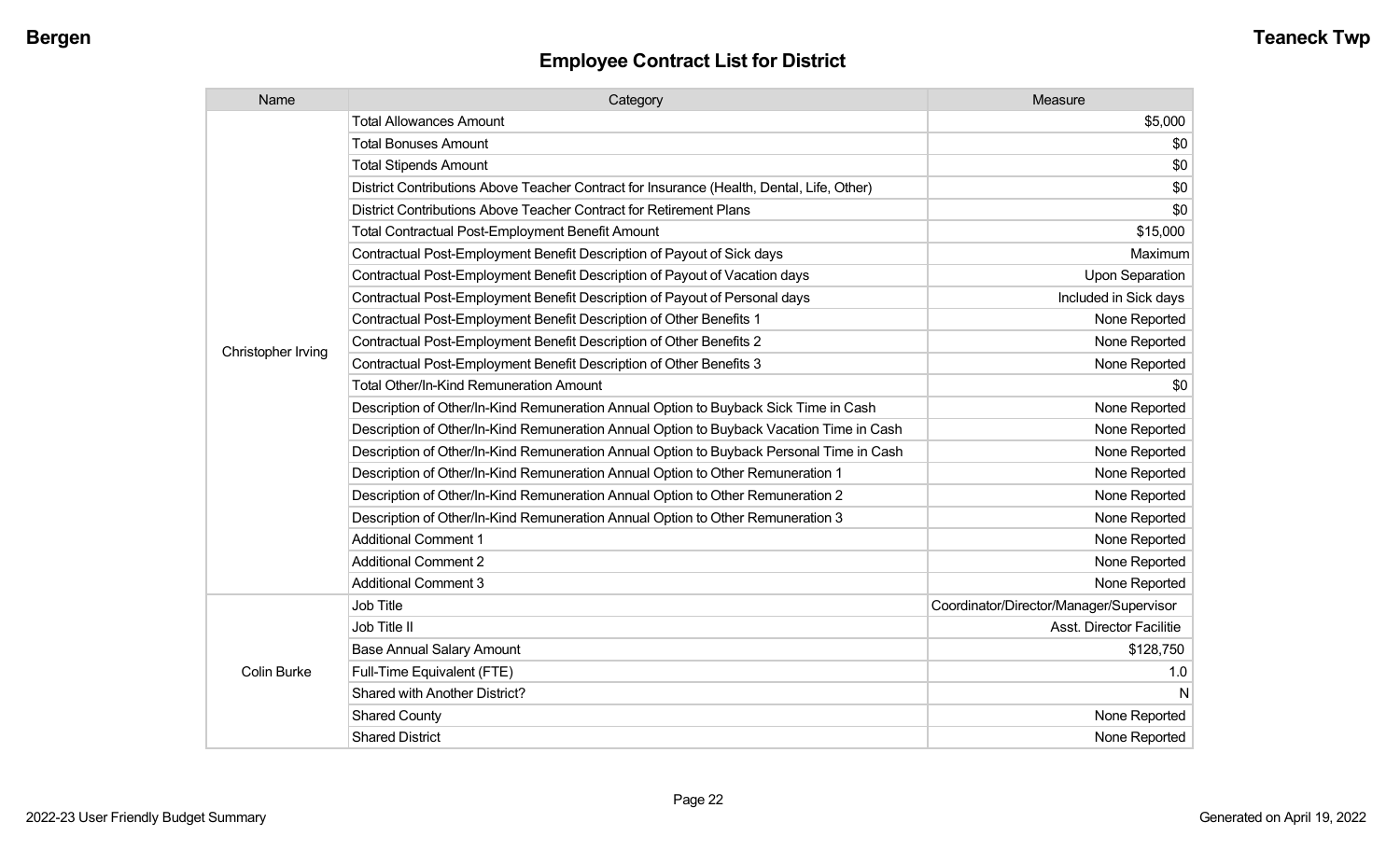## Employee Contract List for District

| Name | Category | Measure |
|---|---|---|
| Christopher Irving | Total Allowances Amount | $5,000 |
| | Total Bonuses Amount | $0 |
| | Total Stipends Amount | $0 |
| | District Contributions Above Teacher Contract for Insurance (Health, Dental, Life, Other) | $0 |
| | District Contributions Above Teacher Contract for Retirement Plans | $0 |
| | Total Contractual Post-Employment Benefit Amount | $15,000 |
| | Contractual Post-Employment Benefit Description of Payout of Sick days | Maximum |
| | Contractual Post-Employment Benefit Description of Payout of Vacation days | Upon Separation |
| | Contractual Post-Employment Benefit Description of Payout of Personal days | Included in Sick days |
| | Contractual Post-Employment Benefit Description of Other Benefits 1 | None Reported |
| | Contractual Post-Employment Benefit Description of Other Benefits 2 | None Reported |
| | Contractual Post-Employment Benefit Description of Other Benefits 3 | None Reported |
| | Total Other/In-Kind Remuneration Amount | $0 |
| | Description of Other/In-Kind Remuneration Annual Option to Buyback Sick Time in Cash | None Reported |
| | Description of Other/In-Kind Remuneration Annual Option to Buyback Vacation Time in Cash | None Reported |
| | Description of Other/In-Kind Remuneration Annual Option to Buyback Personal Time in Cash | None Reported |
| | Description of Other/In-Kind Remuneration Annual Option to Other Remuneration 1 | None Reported |
| | Description of Other/In-Kind Remuneration Annual Option to Other Remuneration 2 | None Reported |
| | Description of Other/In-Kind Remuneration Annual Option to Other Remuneration 3 | None Reported |
| | Additional Comment 1 | None Reported |
| | Additional Comment 2 | None Reported |
| | Additional Comment 3 | None Reported |
| Colin Burke | Job Title | Coordinator/Director/Manager/Supervisor |
| | Job Title II | Asst. Director Facilitie |
| | Base Annual Salary Amount | $128,750 |
| | Full-Time Equivalent (FTE) | 1.0 |
| | Shared with Another District? | N |
| | Shared County | None Reported |
| | Shared District | None Reported |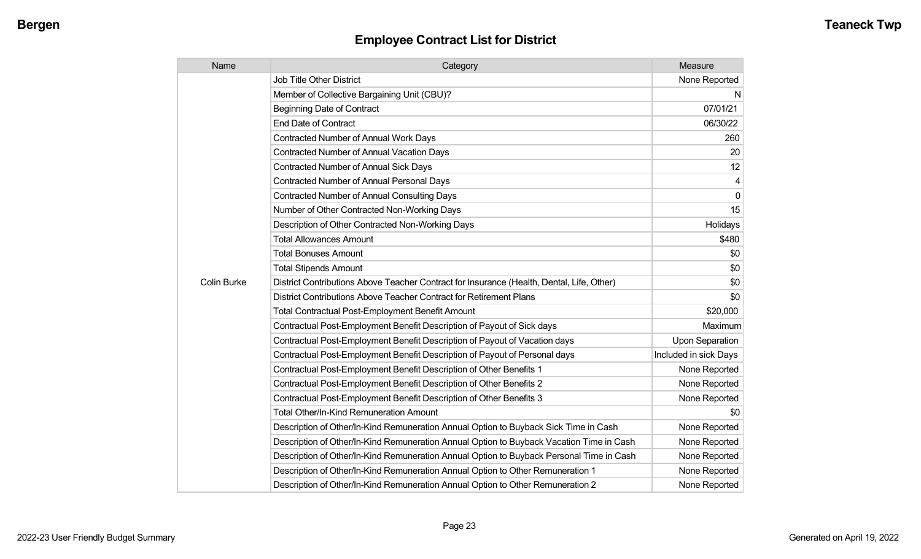# Employee Contract List for District

| Name | Category | Measure |
|---|---|---|
| Colin Burke | Job Title Other District | None Reported |
| | Member of Collective Bargaining Unit (CBU)? | N |
| | Beginning Date of Contract | 07/01/21 |
| | End Date of Contract | 06/30/22 |
| | Contracted Number of Annual Work Days | 260 |
| | Contracted Number of Annual Vacation Days | 20 |
| | Contracted Number of Annual Sick Days | 12 |
| | Contracted Number of Annual Personal Days | 4 |
| | Contracted Number of Annual Consulting Days | 0 |
| | Number of Other Contracted Non-Working Days | 15 |
| | Description of Other Contracted Non-Working Days | Holidays |
| | Total Allowances Amount | $480 |
| | Total Bonuses Amount | $0 |
| | Total Stipends Amount | $0 |
| | District Contributions Above Teacher Contract for Insurance (Health, Dental, Life, Other) | $0 |
| | District Contributions Above Teacher Contract for Retirement Plans | $0 |
| | Total Contractual Post-Employment Benefit Amount | $20,000 |
| | Contractual Post-Employment Benefit Description of Payout of Sick days | Maximum |
| | Contractual Post-Employment Benefit Description of Payout of Vacation days | Upon Separation |
| | Contractual Post-Employment Benefit Description of Payout of Personal days | Included in sick Days |
| | Contractual Post-Employment Benefit Description of Other Benefits 1 | None Reported |
| | Contractual Post-Employment Benefit Description of Other Benefits 2 | None Reported |
| | Contractual Post-Employment Benefit Description of Other Benefits 3 | None Reported |
| | Total Other/In-Kind Remuneration Amount | $0 |
| | Description of Other/In-Kind Remuneration Annual Option to Buyback Sick Time in Cash | None Reported |
| | Description of Other/In-Kind Remuneration Annual Option to Buyback Vacation Time in Cash | None Reported |
| | Description of Other/In-Kind Remuneration Annual Option to Buyback Personal Time in Cash | None Reported |
| | Description of Other/In-Kind Remuneration Annual Option to Other Remuneration 1 | None Reported |
| | Description of Other/In-Kind Remuneration Annual Option to Other Remuneration 2 | None Reported |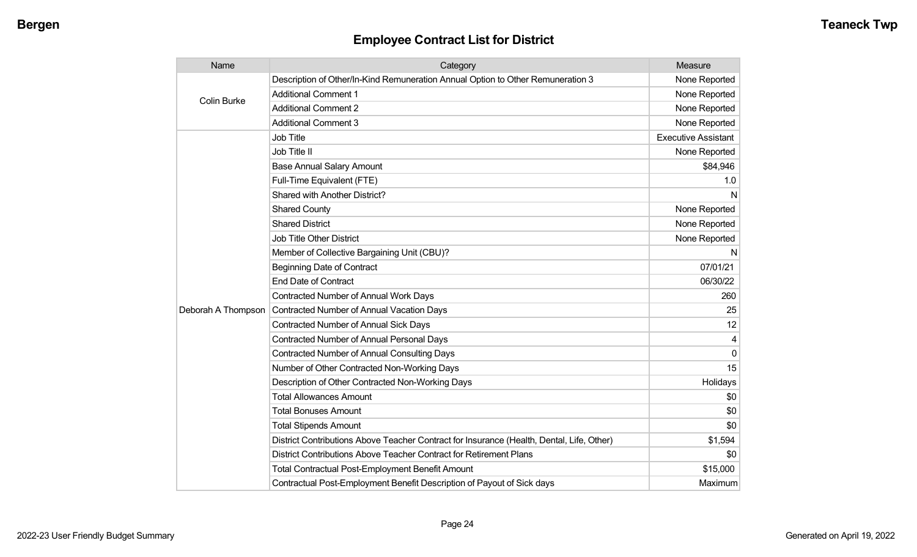## Employee Contract List for District

| Name | Category | Measure |
|---|---|---|
| Colin Burke | Description of Other/In-Kind Remuneration Annual Option to Other Remuneration 3 | None Reported |
| | Additional Comment 1 | None Reported |
| | Additional Comment 2 | None Reported |
| | Additional Comment 3 | None Reported |
| Deborah A Thompson | Job Title | Executive Assistant |
| | Job Title II | None Reported |
| | Base Annual Salary Amount | $84,946 |
| | Full-Time Equivalent (FTE) | 1.0 |
| | Shared with Another District? | N |
| | Shared County | None Reported |
| | Shared District | None Reported |
| | Job Title Other District | None Reported |
| | Member of Collective Bargaining Unit (CBU)? | N |
| | Beginning Date of Contract | 07/01/21 |
| | End Date of Contract | 06/30/22 |
| | Contracted Number of Annual Work Days | 260 |
| | Contracted Number of Annual Vacation Days | 25 |
| | Contracted Number of Annual Sick Days | 12 |
| | Contracted Number of Annual Personal Days | 4 |
| | Contracted Number of Annual Consulting Days | 0 |
| | Number of Other Contracted Non-Working Days | 15 |
| | Description of Other Contracted Non-Working Days | Holidays |
| | Total Allowances Amount | $0 |
| | Total Bonuses Amount | $0 |
| | Total Stipends Amount | $0 |
| | District Contributions Above Teacher Contract for Insurance (Health, Dental, Life, Other) | $1,594 |
| | District Contributions Above Teacher Contract for Retirement Plans | $0 |
| | Total Contractual Post-Employment Benefit Amount | $15,000 |
| | Contractual Post-Employment Benefit Description of Payout of Sick days | Maximum |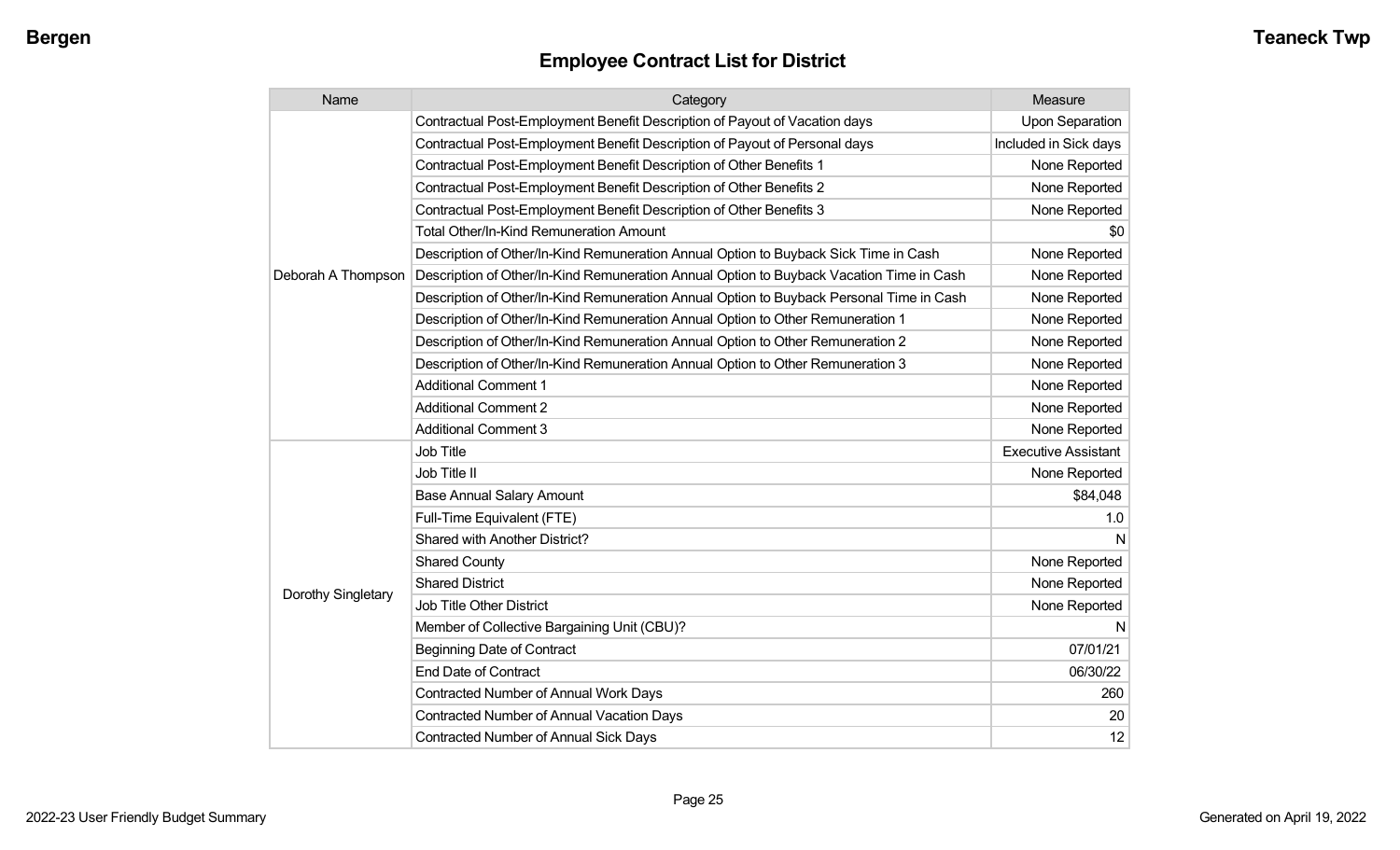## Employee Contract List for District

| Name | Category | Measure |
|---|---|---|
| Deborah A Thompson | Contractual Post-Employment Benefit Description of Payout of Vacation days | Upon Separation |
| | Contractual Post-Employment Benefit Description of Payout of Personal days | Included in Sick days |
| | Contractual Post-Employment Benefit Description of Other Benefits 1 | None Reported |
| | Contractual Post-Employment Benefit Description of Other Benefits 2 | None Reported |
| | Contractual Post-Employment Benefit Description of Other Benefits 3 | None Reported |
| | Total Other/In-Kind Remuneration Amount | $0 |
| | Description of Other/In-Kind Remuneration Annual Option to Buyback Sick Time in Cash | None Reported |
| | Description of Other/In-Kind Remuneration Annual Option to Buyback Vacation Time in Cash | None Reported |
| | Description of Other/In-Kind Remuneration Annual Option to Buyback Personal Time in Cash | None Reported |
| | Description of Other/In-Kind Remuneration Annual Option to Other Remuneration 1 | None Reported |
| | Description of Other/In-Kind Remuneration Annual Option to Other Remuneration 2 | None Reported |
| | Description of Other/In-Kind Remuneration Annual Option to Other Remuneration 3 | None Reported |
| | Additional Comment 1 | None Reported |
| | Additional Comment 2 | None Reported |
| | Additional Comment 3 | None Reported |
| Dorothy Singletary | Job Title | Executive Assistant |
| | Job Title II | None Reported |
| | Base Annual Salary Amount | $84,048 |
| | Full-Time Equivalent (FTE) | 1.0 |
| | Shared with Another District? | N |
| | Shared County | None Reported |
| | Shared District | None Reported |
| | Job Title Other District | None Reported |
| | Member of Collective Bargaining Unit (CBU)? | N |
| | Beginning Date of Contract | 07/01/21 |
| | End Date of Contract | 06/30/22 |
| | Contracted Number of Annual Work Days | 260 |
| | Contracted Number of Annual Vacation Days | 20 |
| | Contracted Number of Annual Sick Days | 12 |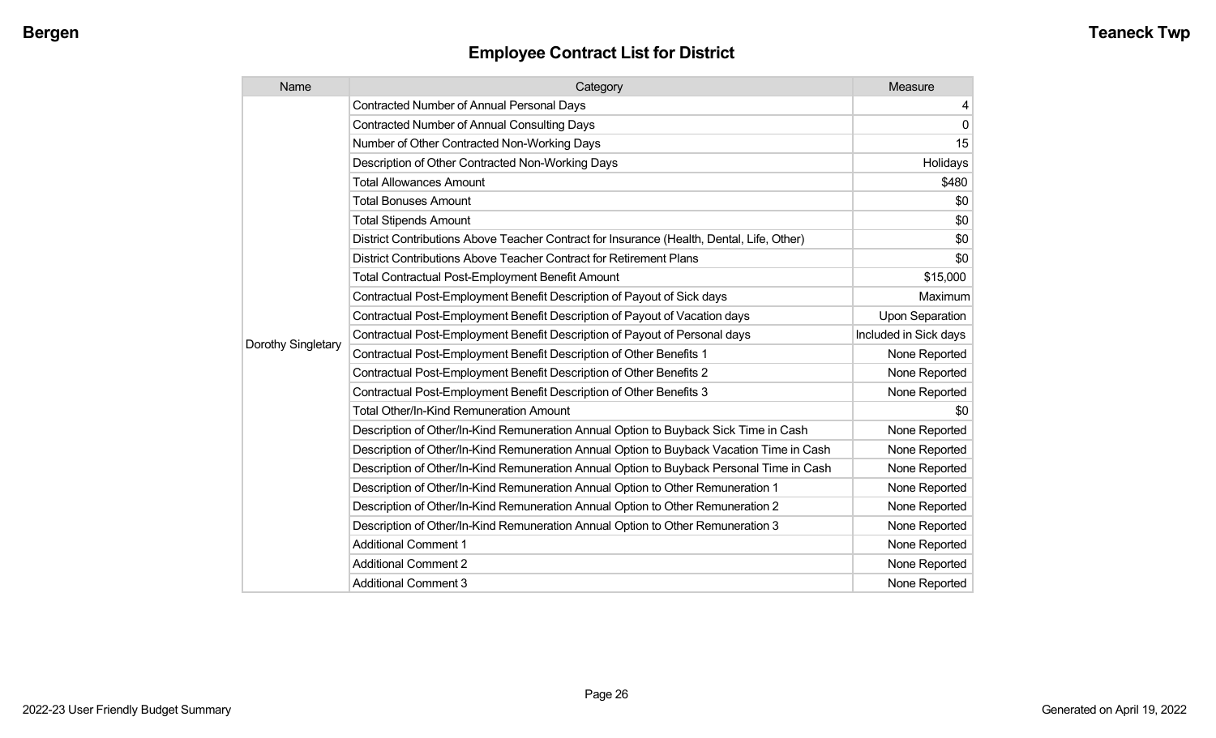## Employee Contract List for District

| Name | Category | Measure |
|---|---|---|
| Dorothy Singletary | Contracted Number of Annual Personal Days | 4 |
| | Contracted Number of Annual Consulting Days | 0 |
| | Number of Other Contracted Non-Working Days | 15 |
| | Description of Other Contracted Non-Working Days | Holidays |
| | Total Allowances Amount | $480 |
| | Total Bonuses Amount | $0 |
| | Total Stipends Amount | $0 |
| | District Contributions Above Teacher Contract for Insurance (Health, Dental, Life, Other) | $0 |
| | District Contributions Above Teacher Contract for Retirement Plans | $0 |
| | Total Contractual Post-Employment Benefit Amount | $15,000 |
| | Contractual Post-Employment Benefit Description of Payout of Sick days | Maximum |
| | Contractual Post-Employment Benefit Description of Payout of Vacation days | Upon Separation |
| | Contractual Post-Employment Benefit Description of Payout of Personal days | Included in Sick days |
| | Contractual Post-Employment Benefit Description of Other Benefits 1 | None Reported |
| | Contractual Post-Employment Benefit Description of Other Benefits 2 | None Reported |
| | Contractual Post-Employment Benefit Description of Other Benefits 3 | None Reported |
| | Total Other/In-Kind Remuneration Amount | $0 |
| | Description of Other/In-Kind Remuneration Annual Option to Buyback Sick Time in Cash | None Reported |
| | Description of Other/In-Kind Remuneration Annual Option to Buyback Vacation Time in Cash | None Reported |
| | Description of Other/In-Kind Remuneration Annual Option to Buyback Personal Time in Cash | None Reported |
| | Description of Other/In-Kind Remuneration Annual Option to Other Remuneration 1 | None Reported |
| | Description of Other/In-Kind Remuneration Annual Option to Other Remuneration 2 | None Reported |
| | Description of Other/In-Kind Remuneration Annual Option to Other Remuneration 3 | None Reported |
| | Additional Comment 1 | None Reported |
| | Additional Comment 2 | None Reported |
| | Additional Comment 3 | None Reported |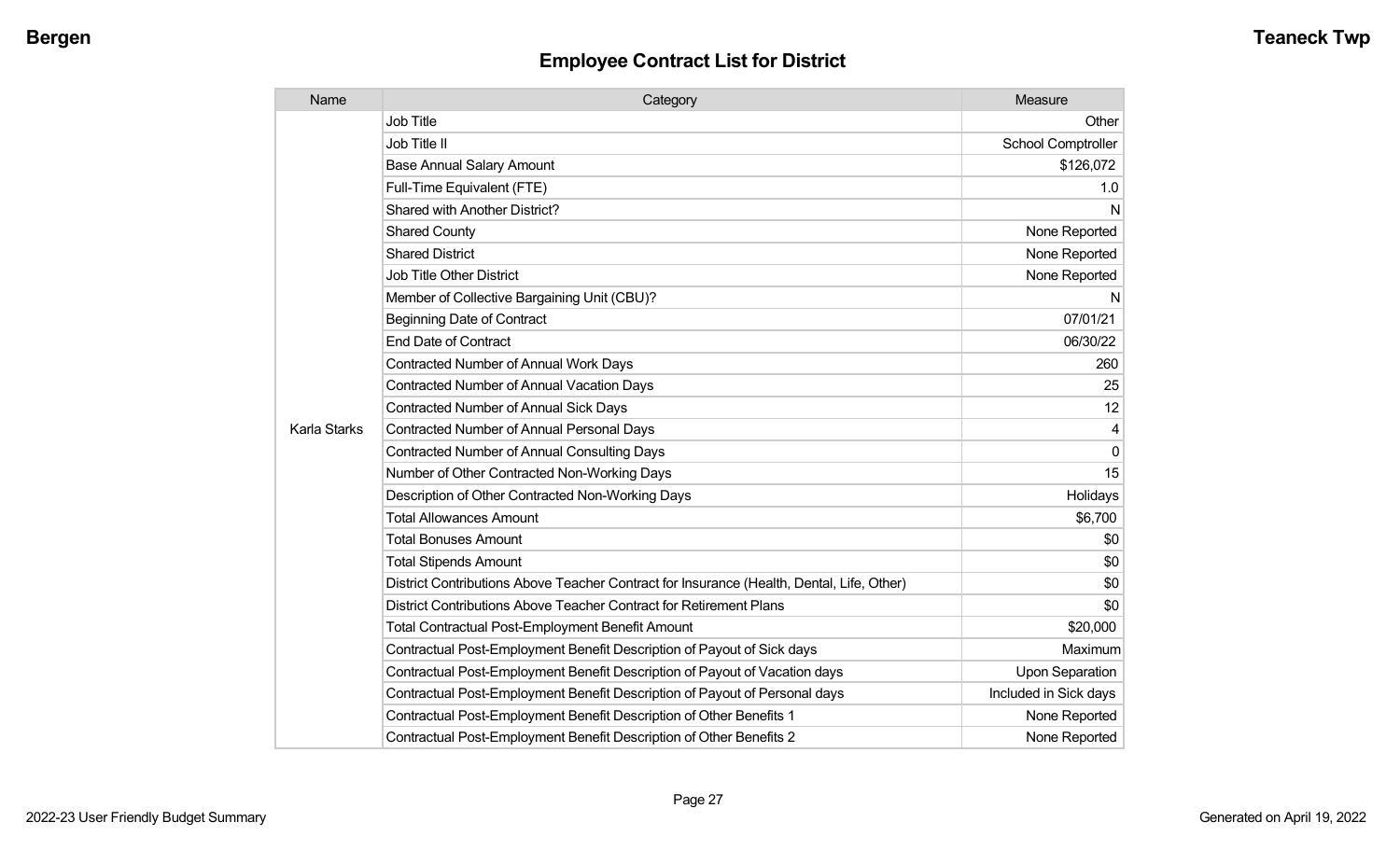## Employee Contract List for District

| Name | Category | Measure |
|---|---|---|
| Karla Starks | Job Title | Other |
| | Job Title II | School Comptroller |
| | Base Annual Salary Amount | $126,072 |
| | Full-Time Equivalent (FTE) | 1.0 |
| | Shared with Another District? | N |
| | Shared County | None Reported |
| | Shared District | None Reported |
| | Job Title Other District | None Reported |
| | Member of Collective Bargaining Unit (CBU)? | N |
| | Beginning Date of Contract | 07/01/21 |
| | End Date of Contract | 06/30/22 |
| | Contracted Number of Annual Work Days | 260 |
| | Contracted Number of Annual Vacation Days | 25 |
| | Contracted Number of Annual Sick Days | 12 |
| | Contracted Number of Annual Personal Days | 4 |
| | Contracted Number of Annual Consulting Days | 0 |
| | Number of Other Contracted Non-Working Days | 15 |
| | Description of Other Contracted Non-Working Days | Holidays |
| | Total Allowances Amount | $6,700 |
| | Total Bonuses Amount | $0 |
| | Total Stipends Amount | $0 |
| | District Contributions Above Teacher Contract for Insurance (Health, Dental, Life, Other) | $0 |
| | District Contributions Above Teacher Contract for Retirement Plans | $0 |
| | Total Contractual Post-Employment Benefit Amount | $20,000 |
| | Contractual Post-Employment Benefit Description of Payout of Sick days | Maximum |
| | Contractual Post-Employment Benefit Description of Payout of Vacation days | Upon Separation |
| | Contractual Post-Employment Benefit Description of Payout of Personal days | Included in Sick days |
| | Contractual Post-Employment Benefit Description of Other Benefits 1 | None Reported |
| | Contractual Post-Employment Benefit Description of Other Benefits 2 | None Reported |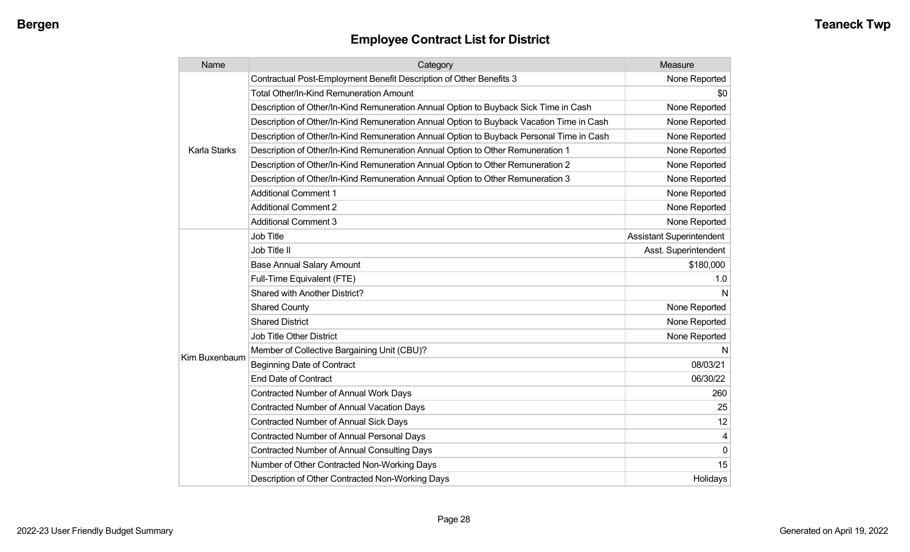## Employee Contract List for District

| Name | Category | Measure |
|---|---|---|
| Karla Starks | Contractual Post-Employment Benefit Description of Other Benefits 3 | None Reported |
| | Total Other/In-Kind Remuneration Amount | $0 |
| | Description of Other/In-Kind Remuneration Annual Option to Buyback Sick Time in Cash | None Reported |
| | Description of Other/In-Kind Remuneration Annual Option to Buyback Vacation Time in Cash | None Reported |
| | Description of Other/In-Kind Remuneration Annual Option to Buyback Personal Time in Cash | None Reported |
| | Description of Other/In-Kind Remuneration Annual Option to Other Remuneration 1 | None Reported |
| | Description of Other/In-Kind Remuneration Annual Option to Other Remuneration 2 | None Reported |
| | Description of Other/In-Kind Remuneration Annual Option to Other Remuneration 3 | None Reported |
| | Additional Comment 1 | None Reported |
| | Additional Comment 2 | None Reported |
| | Additional Comment 3 | None Reported |
| Kim Buxenbaum | Job Title | Assistant Superintendent |
| | Job Title II | Asst. Superintendent |
| | Base Annual Salary Amount | $180,000 |
| | Full-Time Equivalent (FTE) | 1.0 |
| | Shared with Another District? | N |
| | Shared County | None Reported |
| | Shared District | None Reported |
| | Job Title Other District | None Reported |
| | Member of Collective Bargaining Unit (CBU)? | N |
| | Beginning Date of Contract | 08/03/21 |
| | End Date of Contract | 06/30/22 |
| | Contracted Number of Annual Work Days | 260 |
| | Contracted Number of Annual Vacation Days | 25 |
| | Contracted Number of Annual Sick Days | 12 |
| | Contracted Number of Annual Personal Days | 4 |
| | Contracted Number of Annual Consulting Days | 0 |
| | Number of Other Contracted Non-Working Days | 15 |
| | Description of Other Contracted Non-Working Days | Holidays |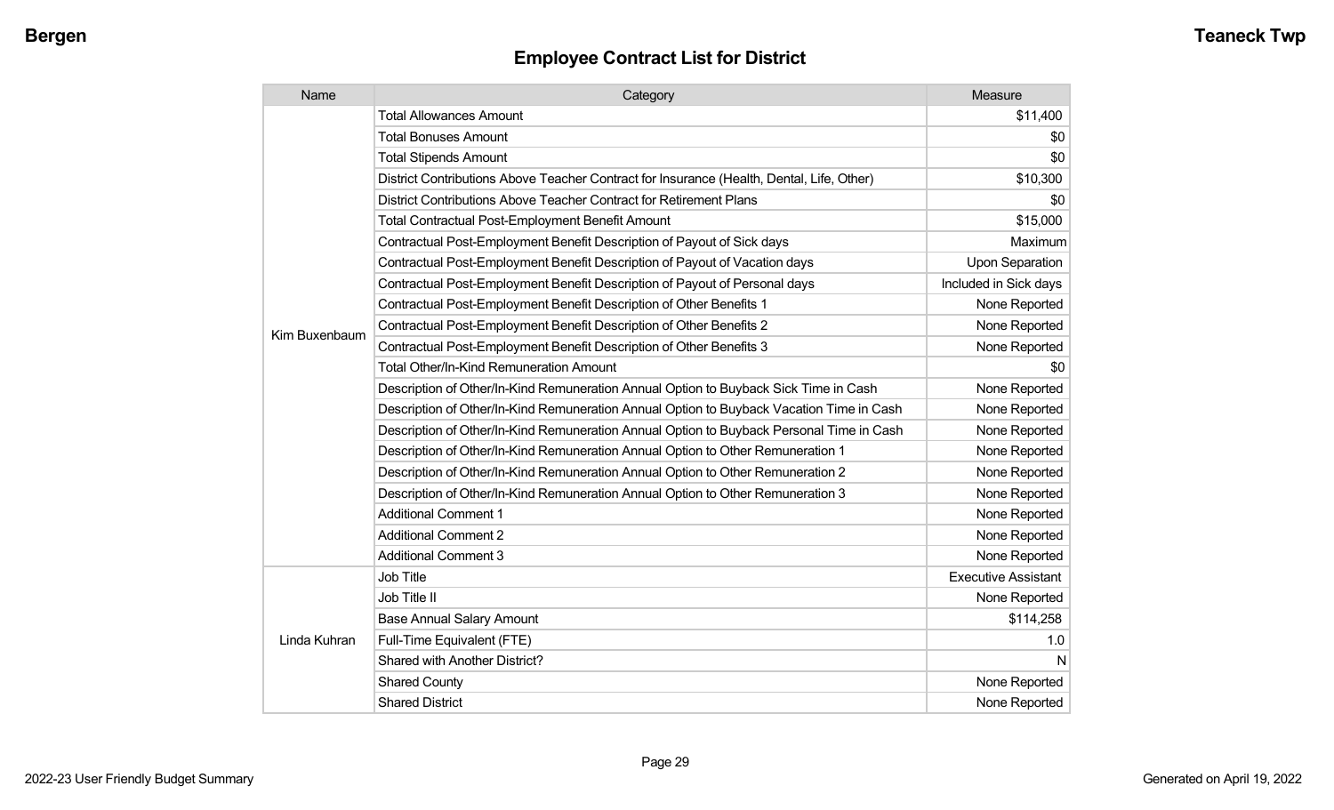## Employee Contract List for District

| Name | Category | Measure |
|---|---|---|
| Kim Buxenbaum | Total Allowances Amount | $11,400 |
| | Total Bonuses Amount | $0 |
| | Total Stipends Amount | $0 |
| | District Contributions Above Teacher Contract for Insurance (Health, Dental, Life, Other) | $10,300 |
| | District Contributions Above Teacher Contract for Retirement Plans | $0 |
| | Total Contractual Post-Employment Benefit Amount | $15,000 |
| | Contractual Post-Employment Benefit Description of Payout of Sick days | Maximum |
| | Contractual Post-Employment Benefit Description of Payout of Vacation days | Upon Separation |
| | Contractual Post-Employment Benefit Description of Payout of Personal days | Included in Sick days |
| | Contractual Post-Employment Benefit Description of Other Benefits 1 | None Reported |
| | Contractual Post-Employment Benefit Description of Other Benefits 2 | None Reported |
| | Contractual Post-Employment Benefit Description of Other Benefits 3 | None Reported |
| | Total Other/In-Kind Remuneration Amount | $0 |
| | Description of Other/In-Kind Remuneration Annual Option to Buyback Sick Time in Cash | None Reported |
| | Description of Other/In-Kind Remuneration Annual Option to Buyback Vacation Time in Cash | None Reported |
| | Description of Other/In-Kind Remuneration Annual Option to Buyback Personal Time in Cash | None Reported |
| | Description of Other/In-Kind Remuneration Annual Option to Other Remuneration 1 | None Reported |
| | Description of Other/In-Kind Remuneration Annual Option to Other Remuneration 2 | None Reported |
| | Description of Other/In-Kind Remuneration Annual Option to Other Remuneration 3 | None Reported |
| | Additional Comment 1 | None Reported |
| | Additional Comment 2 | None Reported |
| | Additional Comment 3 | None Reported |
| Linda Kuhran | Job Title | Executive Assistant |
| | Job Title II | None Reported |
| | Base Annual Salary Amount | $114,258 |
| | Full-Time Equivalent (FTE) | 1.0 |
| | Shared with Another District? | N |
| | Shared County | None Reported |
| | Shared District | None Reported |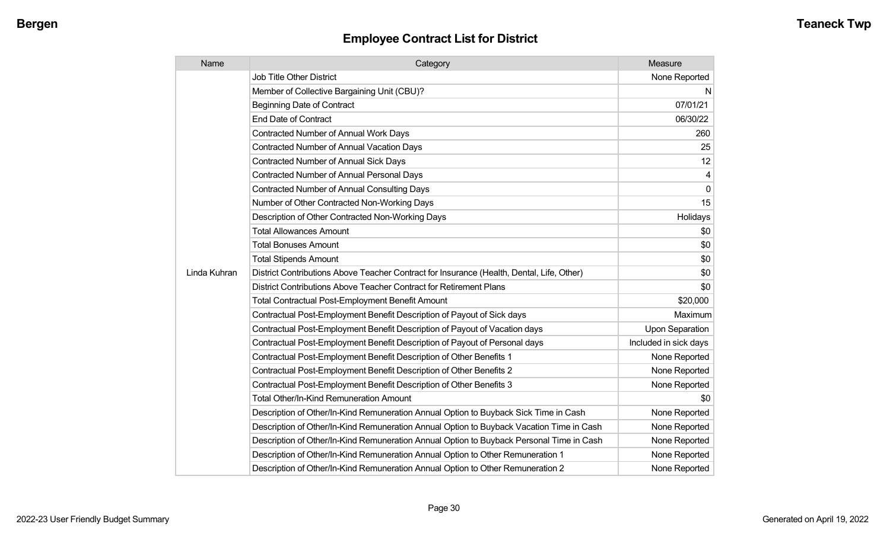# Employee Contract List for District

| Name | Category | Measure |
|---|---|---|
| Linda Kuhran | Job Title Other District | None Reported |
| | Member of Collective Bargaining Unit (CBU)? | N |
| | Beginning Date of Contract | 07/01/21 |
| | End Date of Contract | 06/30/22 |
| | Contracted Number of Annual Work Days | 260 |
| | Contracted Number of Annual Vacation Days | 25 |
| | Contracted Number of Annual Sick Days | 12 |
| | Contracted Number of Annual Personal Days | 4 |
| | Contracted Number of Annual Consulting Days | 0 |
| | Number of Other Contracted Non-Working Days | 15 |
| | Description of Other Contracted Non-Working Days | Holidays |
| | Total Allowances Amount | $0 |
| | Total Bonuses Amount | $0 |
| | Total Stipends Amount | $0 |
| | District Contributions Above Teacher Contract for Insurance (Health, Dental, Life, Other) | $0 |
| | District Contributions Above Teacher Contract for Retirement Plans | $0 |
| | Total Contractual Post-Employment Benefit Amount | $20,000 |
| | Contractual Post-Employment Benefit Description of Payout of Sick days | Maximum |
| | Contractual Post-Employment Benefit Description of Payout of Vacation days | Upon Separation |
| | Contractual Post-Employment Benefit Description of Payout of Personal days | Included in sick days |
| | Contractual Post-Employment Benefit Description of Other Benefits 1 | None Reported |
| | Contractual Post-Employment Benefit Description of Other Benefits 2 | None Reported |
| | Contractual Post-Employment Benefit Description of Other Benefits 3 | None Reported |
| | Total Other/In-Kind Remuneration Amount | $0 |
| | Description of Other/In-Kind Remuneration Annual Option to Buyback Sick Time in Cash | None Reported |
| | Description of Other/In-Kind Remuneration Annual Option to Buyback Vacation Time in Cash | None Reported |
| | Description of Other/In-Kind Remuneration Annual Option to Buyback Personal Time in Cash | None Reported |
| | Description of Other/In-Kind Remuneration Annual Option to Other Remuneration 1 | None Reported |
| | Description of Other/In-Kind Remuneration Annual Option to Other Remuneration 2 | None Reported |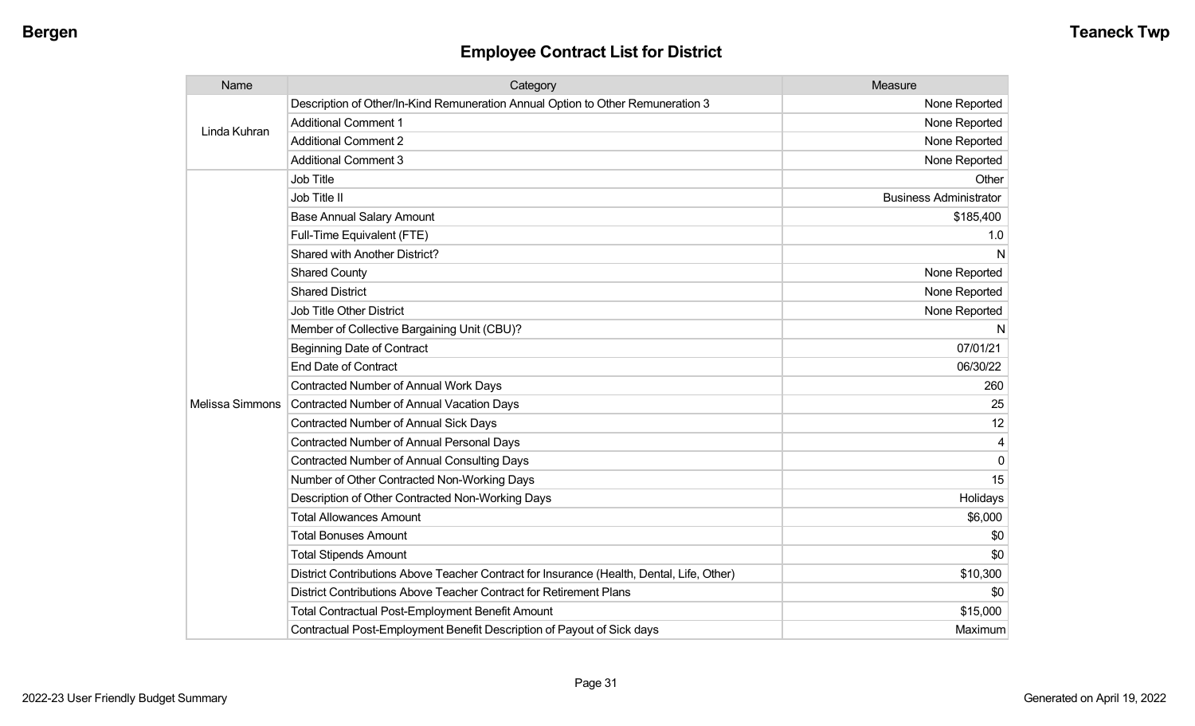## Employee Contract List for District

| Name | Category | Measure |
|---|---|---|
| Linda Kuhran | Description of Other/In-Kind Remuneration Annual Option to Other Remuneration 3 | None Reported |
| | Additional Comment 1 | None Reported |
| | Additional Comment 2 | None Reported |
| | Additional Comment 3 | None Reported |
| Melissa Simmons | Job Title | Other |
| | Job Title II | Business Administrator |
| | Base Annual Salary Amount | $185,400 |
| | Full-Time Equivalent (FTE) | 1.0 |
| | Shared with Another District? | N |
| | Shared County | None Reported |
| | Shared District | None Reported |
| | Job Title Other District | None Reported |
| | Member of Collective Bargaining Unit (CBU)? | N |
| | Beginning Date of Contract | 07/01/21 |
| | End Date of Contract | 06/30/22 |
| | Contracted Number of Annual Work Days | 260 |
| | Contracted Number of Annual Vacation Days | 25 |
| | Contracted Number of Annual Sick Days | 12 |
| | Contracted Number of Annual Personal Days | 4 |
| | Contracted Number of Annual Consulting Days | 0 |
| | Number of Other Contracted Non-Working Days | 15 |
| | Description of Other Contracted Non-Working Days | Holidays |
| | Total Allowances Amount | $6,000 |
| | Total Bonuses Amount | $0 |
| | Total Stipends Amount | $0 |
| | District Contributions Above Teacher Contract for Insurance (Health, Dental, Life, Other) | $10,300 |
| | District Contributions Above Teacher Contract for Retirement Plans | $0 |
| | Total Contractual Post-Employment Benefit Amount | $15,000 |
| | Contractual Post-Employment Benefit Description of Payout of Sick days | Maximum |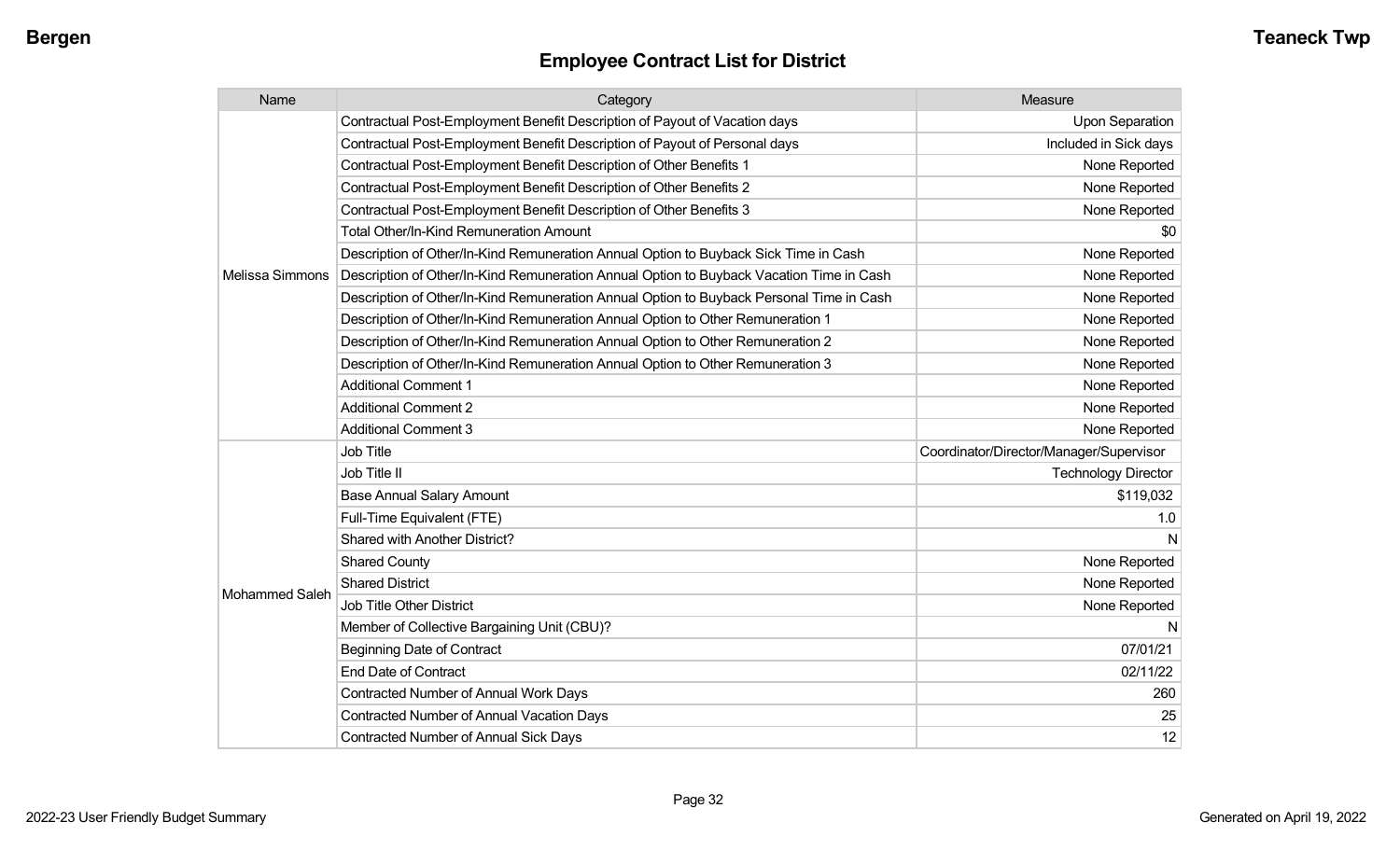## Employee Contract List for District

| Name | Category | Measure |
|---|---|---|
| Melissa Simmons | Contractual Post-Employment Benefit Description of Payout of Vacation days | Upon Separation |
| | Contractual Post-Employment Benefit Description of Payout of Personal days | Included in Sick days |
| | Contractual Post-Employment Benefit Description of Other Benefits 1 | None Reported |
| | Contractual Post-Employment Benefit Description of Other Benefits 2 | None Reported |
| | Contractual Post-Employment Benefit Description of Other Benefits 3 | None Reported |
| | Total Other/In-Kind Remuneration Amount | $0 |
| | Description of Other/In-Kind Remuneration Annual Option to Buyback Sick Time in Cash | None Reported |
| | Description of Other/In-Kind Remuneration Annual Option to Buyback Vacation Time in Cash | None Reported |
| | Description of Other/In-Kind Remuneration Annual Option to Buyback Personal Time in Cash | None Reported |
| | Description of Other/In-Kind Remuneration Annual Option to Other Remuneration 1 | None Reported |
| | Description of Other/In-Kind Remuneration Annual Option to Other Remuneration 2 | None Reported |
| | Description of Other/In-Kind Remuneration Annual Option to Other Remuneration 3 | None Reported |
| | Additional Comment 1 | None Reported |
| | Additional Comment 2 | None Reported |
| | Additional Comment 3 | None Reported |
| Mohammed Saleh | Job Title | Coordinator/Director/Manager/Supervisor |
| | Job Title II | Technology Director |
| | Base Annual Salary Amount | $119,032 |
| | Full-Time Equivalent (FTE) | 1.0 |
| | Shared with Another District? | N |
| | Shared County | None Reported |
| | Shared District | None Reported |
| | Job Title Other District | None Reported |
| | Member of Collective Bargaining Unit (CBU)? | N |
| | Beginning Date of Contract | 07/01/21 |
| | End Date of Contract | 02/11/22 |
| | Contracted Number of Annual Work Days | 260 |
| | Contracted Number of Annual Vacation Days | 25 |
| | Contracted Number of Annual Sick Days | 12 |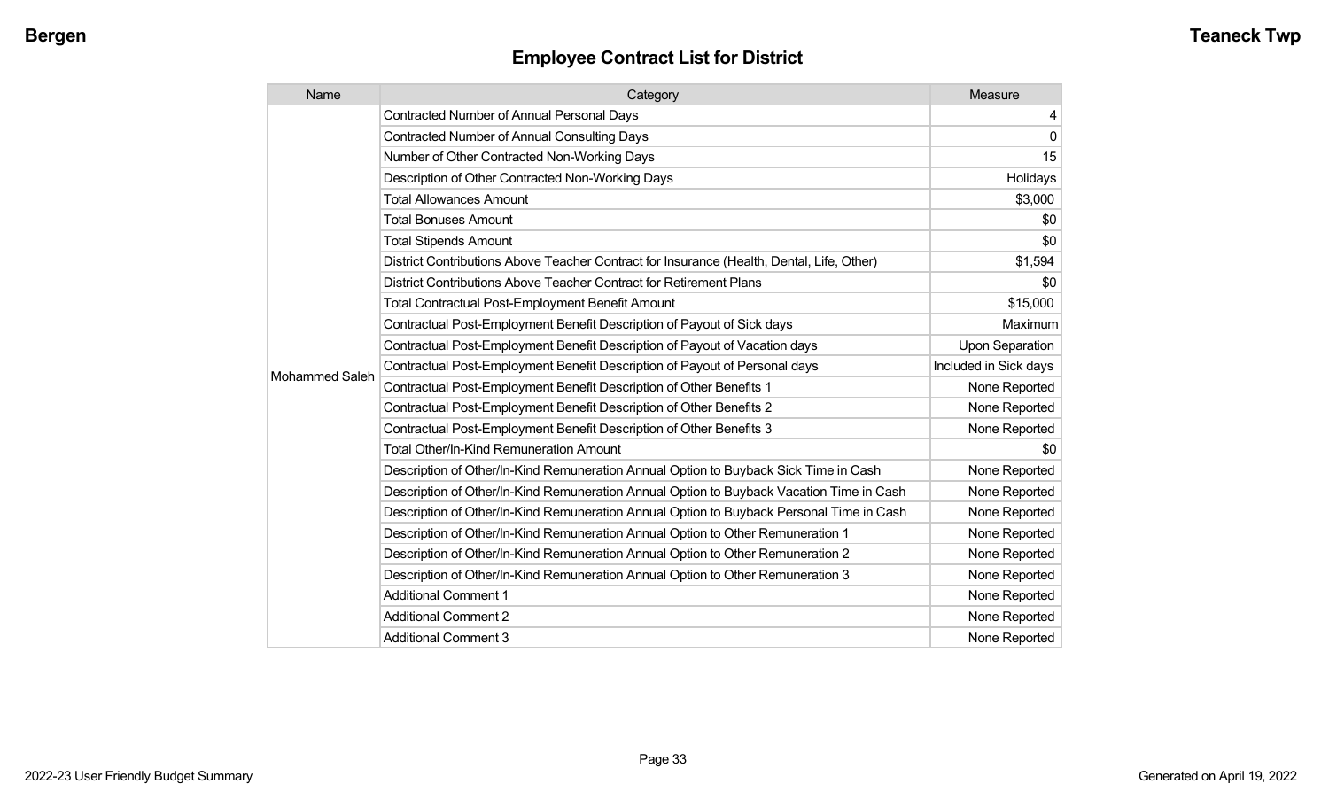# Employee Contract List for District

| Name | Category | Measure |
|---|---|---|
| Mohammed Saleh | Contracted Number of Annual Personal Days | 4 |
| | Contracted Number of Annual Consulting Days | 0 |
| | Number of Other Contracted Non-Working Days | 15 |
| | Description of Other Contracted Non-Working Days | Holidays |
| | Total Allowances Amount | $3,000 |
| | Total Bonuses Amount | $0 |
| | Total Stipends Amount | $0 |
| | District Contributions Above Teacher Contract for Insurance (Health, Dental, Life, Other) | $1,594 |
| | District Contributions Above Teacher Contract for Retirement Plans | $0 |
| | Total Contractual Post-Employment Benefit Amount | $15,000 |
| | Contractual Post-Employment Benefit Description of Payout of Sick days | Maximum |
| | Contractual Post-Employment Benefit Description of Payout of Vacation days | Upon Separation |
| | Contractual Post-Employment Benefit Description of Payout of Personal days | Included in Sick days |
| | Contractual Post-Employment Benefit Description of Other Benefits 1 | None Reported |
| | Contractual Post-Employment Benefit Description of Other Benefits 2 | None Reported |
| | Contractual Post-Employment Benefit Description of Other Benefits 3 | None Reported |
| | Total Other/In-Kind Remuneration Amount | $0 |
| | Description of Other/In-Kind Remuneration Annual Option to Buyback Sick Time in Cash | None Reported |
| | Description of Other/In-Kind Remuneration Annual Option to Buyback Vacation Time in Cash | None Reported |
| | Description of Other/In-Kind Remuneration Annual Option to Buyback Personal Time in Cash | None Reported |
| | Description of Other/In-Kind Remuneration Annual Option to Other Remuneration 1 | None Reported |
| | Description of Other/In-Kind Remuneration Annual Option to Other Remuneration 2 | None Reported |
| | Description of Other/In-Kind Remuneration Annual Option to Other Remuneration 3 | None Reported |
| | Additional Comment 1 | None Reported |
| | Additional Comment 2 | None Reported |
| | Additional Comment 3 | None Reported |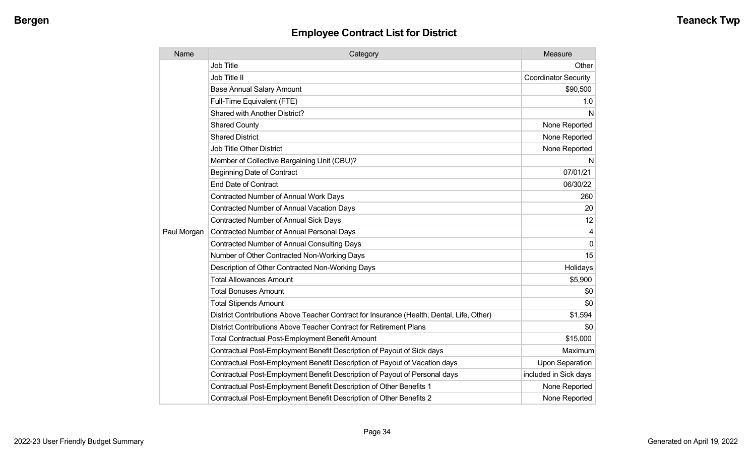## Employee Contract List for District

| Name | Category | Measure |
|---|---|---|
| Paul Morgan | Job Title | Other |
| | Job Title II | Coordinator Security |
| | Base Annual Salary Amount | $90,500 |
| | Full-Time Equivalent (FTE) | 1.0 |
| | Shared with Another District? | N |
| | Shared County | None Reported |
| | Shared District | None Reported |
| | Job Title Other District | None Reported |
| | Member of Collective Bargaining Unit (CBU)? | N |
| | Beginning Date of Contract | 07/01/21 |
| | End Date of Contract | 06/30/22 |
| | Contracted Number of Annual Work Days | 260 |
| | Contracted Number of Annual Vacation Days | 20 |
| | Contracted Number of Annual Sick Days | 12 |
| | Contracted Number of Annual Personal Days | 4 |
| | Contracted Number of Annual Consulting Days | 0 |
| | Number of Other Contracted Non-Working Days | 15 |
| | Description of Other Contracted Non-Working Days | Holidays |
| | Total Allowances Amount | $5,900 |
| | Total Bonuses Amount | $0 |
| | Total Stipends Amount | $0 |
| | District Contributions Above Teacher Contract for Insurance (Health, Dental, Life, Other) | $1,594 |
| | District Contributions Above Teacher Contract for Retirement Plans | $0 |
| | Total Contractual Post-Employment Benefit Amount | $15,000 |
| | Contractual Post-Employment Benefit Description of Payout of Sick days | Maximum |
| | Contractual Post-Employment Benefit Description of Payout of Vacation days | Upon Separation |
| | Contractual Post-Employment Benefit Description of Payout of Personal days | included in Sick days |
| | Contractual Post-Employment Benefit Description of Other Benefits 1 | None Reported |
| | Contractual Post-Employment Benefit Description of Other Benefits 2 | None Reported |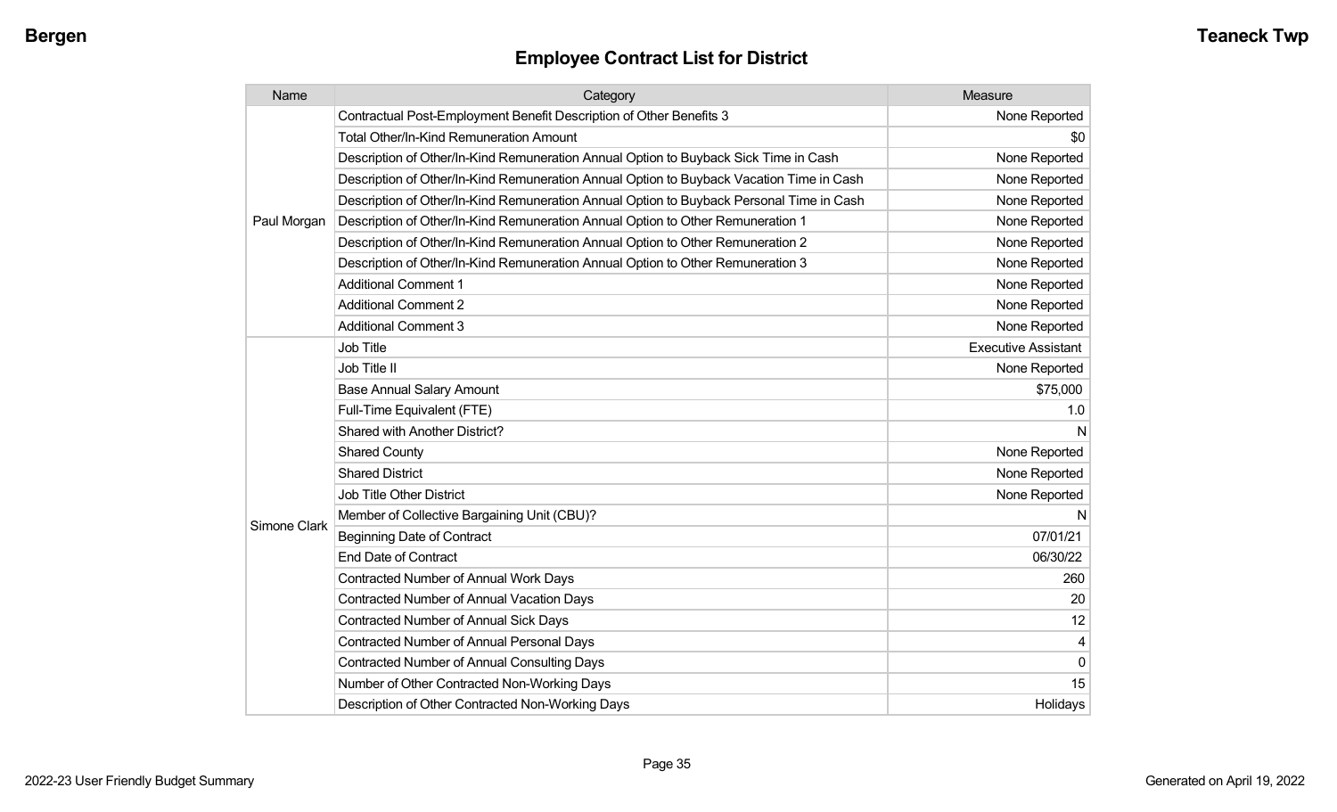## Employee Contract List for District

| Name | Category | Measure |
|---|---|---|
| Paul Morgan | Contractual Post-Employment Benefit Description of Other Benefits 3 | None Reported |
| | Total Other/In-Kind Remuneration Amount | $0 |
| | Description of Other/In-Kind Remuneration Annual Option to Buyback Sick Time in Cash | None Reported |
| | Description of Other/In-Kind Remuneration Annual Option to Buyback Vacation Time in Cash | None Reported |
| | Description of Other/In-Kind Remuneration Annual Option to Buyback Personal Time in Cash | None Reported |
| | Description of Other/In-Kind Remuneration Annual Option to Other Remuneration 1 | None Reported |
| | Description of Other/In-Kind Remuneration Annual Option to Other Remuneration 2 | None Reported |
| | Description of Other/In-Kind Remuneration Annual Option to Other Remuneration 3 | None Reported |
| | Additional Comment 1 | None Reported |
| | Additional Comment 2 | None Reported |
| | Additional Comment 3 | None Reported |
| Simone Clark | Job Title | Executive Assistant |
| | Job Title II | None Reported |
| | Base Annual Salary Amount | $75,000 |
| | Full-Time Equivalent (FTE) | 1.0 |
| | Shared with Another District? | N |
| | Shared County | None Reported |
| | Shared District | None Reported |
| | Job Title Other District | None Reported |
| | Member of Collective Bargaining Unit (CBU)? | N |
| | Beginning Date of Contract | 07/01/21 |
| | End Date of Contract | 06/30/22 |
| | Contracted Number of Annual Work Days | 260 |
| | Contracted Number of Annual Vacation Days | 20 |
| | Contracted Number of Annual Sick Days | 12 |
| | Contracted Number of Annual Personal Days | 4 |
| | Contracted Number of Annual Consulting Days | 0 |
| | Number of Other Contracted Non-Working Days | 15 |
| | Description of Other Contracted Non-Working Days | Holidays |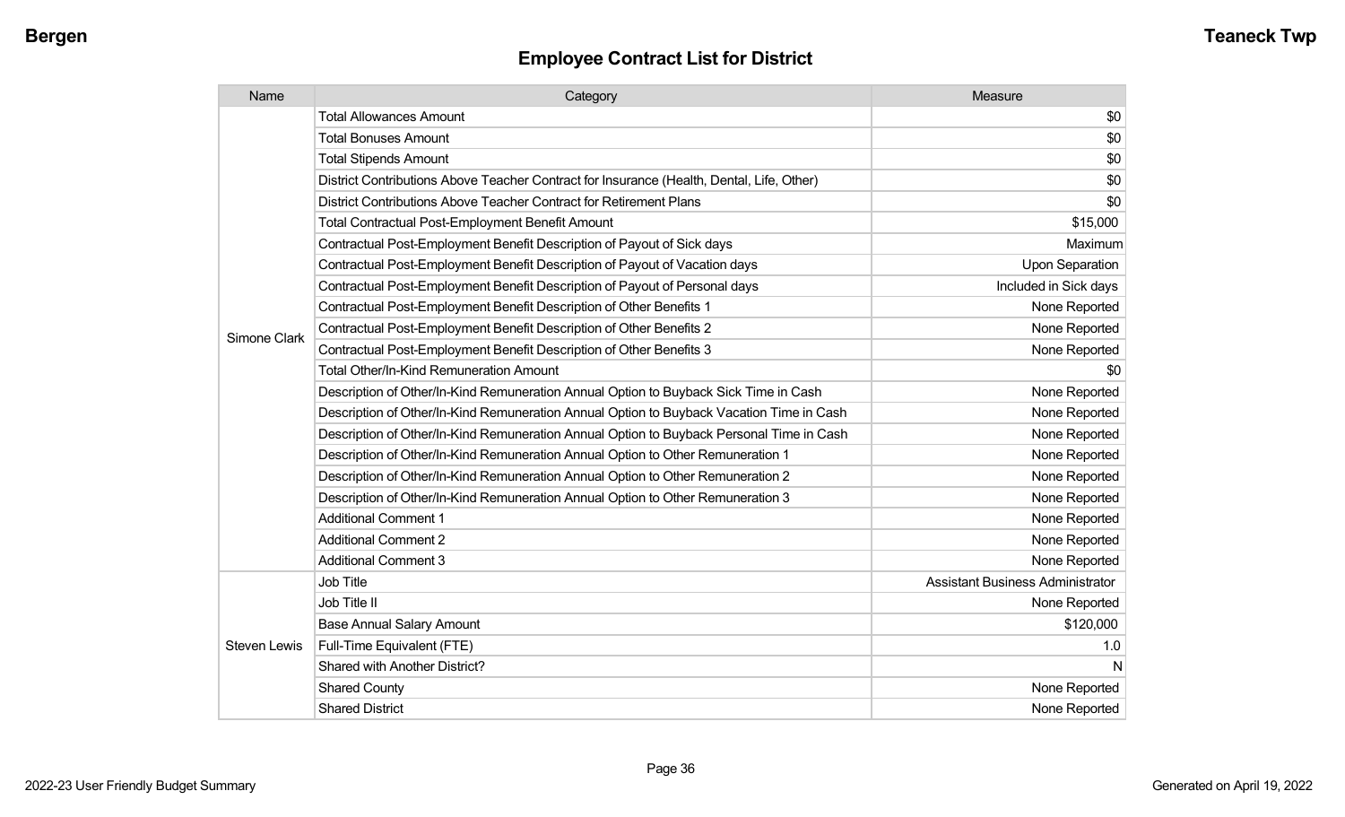## Employee Contract List for District

| Name | Category | Measure |
|---|---|---|
| Simone Clark | Total Allowances Amount | $0 |
| | Total Bonuses Amount | $0 |
| | Total Stipends Amount | $0 |
| | District Contributions Above Teacher Contract for Insurance (Health, Dental, Life, Other) | $0 |
| | District Contributions Above Teacher Contract for Retirement Plans | $0 |
| | Total Contractual Post-Employment Benefit Amount | $15,000 |
| | Contractual Post-Employment Benefit Description of Payout of Sick days | Maximum |
| | Contractual Post-Employment Benefit Description of Payout of Vacation days | Upon Separation |
| | Contractual Post-Employment Benefit Description of Payout of Personal days | Included in Sick days |
| | Contractual Post-Employment Benefit Description of Other Benefits 1 | None Reported |
| | Contractual Post-Employment Benefit Description of Other Benefits 2 | None Reported |
| | Contractual Post-Employment Benefit Description of Other Benefits 3 | None Reported |
| | Total Other/In-Kind Remuneration Amount | $0 |
| | Description of Other/In-Kind Remuneration Annual Option to Buyback Sick Time in Cash | None Reported |
| | Description of Other/In-Kind Remuneration Annual Option to Buyback Vacation Time in Cash | None Reported |
| | Description of Other/In-Kind Remuneration Annual Option to Buyback Personal Time in Cash | None Reported |
| | Description of Other/In-Kind Remuneration Annual Option to Other Remuneration 1 | None Reported |
| | Description of Other/In-Kind Remuneration Annual Option to Other Remuneration 2 | None Reported |
| | Description of Other/In-Kind Remuneration Annual Option to Other Remuneration 3 | None Reported |
| | Additional Comment 1 | None Reported |
| | Additional Comment 2 | None Reported |
| | Additional Comment 3 | None Reported |
| Steven Lewis | Job Title | Assistant Business Administrator |
| | Job Title II | None Reported |
| | Base Annual Salary Amount | $120,000 |
| | Full-Time Equivalent (FTE) | 1.0 |
| | Shared with Another District? | N |
| | Shared County | None Reported |
| | Shared District | None Reported |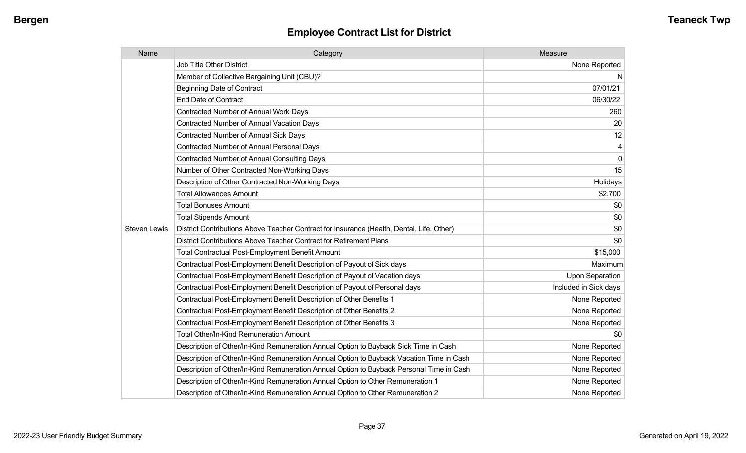# Employee Contract List for District

| Name | Category | Measure |
|---|---|---|
| Steven Lewis | Job Title Other District | None Reported |
| | Member of Collective Bargaining Unit (CBU)? | N |
| | Beginning Date of Contract | 07/01/21 |
| | End Date of Contract | 06/30/22 |
| | Contracted Number of Annual Work Days | 260 |
| | Contracted Number of Annual Vacation Days | 20 |
| | Contracted Number of Annual Sick Days | 12 |
| | Contracted Number of Annual Personal Days | 4 |
| | Contracted Number of Annual Consulting Days | 0 |
| | Number of Other Contracted Non-Working Days | 15 |
| | Description of Other Contracted Non-Working Days | Holidays |
| | Total Allowances Amount | $2,700 |
| | Total Bonuses Amount | $0 |
| | Total Stipends Amount | $0 |
| | District Contributions Above Teacher Contract for Insurance (Health, Dental, Life, Other) | $0 |
| | District Contributions Above Teacher Contract for Retirement Plans | $0 |
| | Total Contractual Post-Employment Benefit Amount | $15,000 |
| | Contractual Post-Employment Benefit Description of Payout of Sick days | Maximum |
| | Contractual Post-Employment Benefit Description of Payout of Vacation days | Upon Separation |
| | Contractual Post-Employment Benefit Description of Payout of Personal days | Included in Sick days |
| | Contractual Post-Employment Benefit Description of Other Benefits 1 | None Reported |
| | Contractual Post-Employment Benefit Description of Other Benefits 2 | None Reported |
| | Contractual Post-Employment Benefit Description of Other Benefits 3 | None Reported |
| | Total Other/In-Kind Remuneration Amount | $0 |
| | Description of Other/In-Kind Remuneration Annual Option to Buyback Sick Time in Cash | None Reported |
| | Description of Other/In-Kind Remuneration Annual Option to Buyback Vacation Time in Cash | None Reported |
| | Description of Other/In-Kind Remuneration Annual Option to Buyback Personal Time in Cash | None Reported |
| | Description of Other/In-Kind Remuneration Annual Option to Other Remuneration 1 | None Reported |
| | Description of Other/In-Kind Remuneration Annual Option to Other Remuneration 2 | None Reported |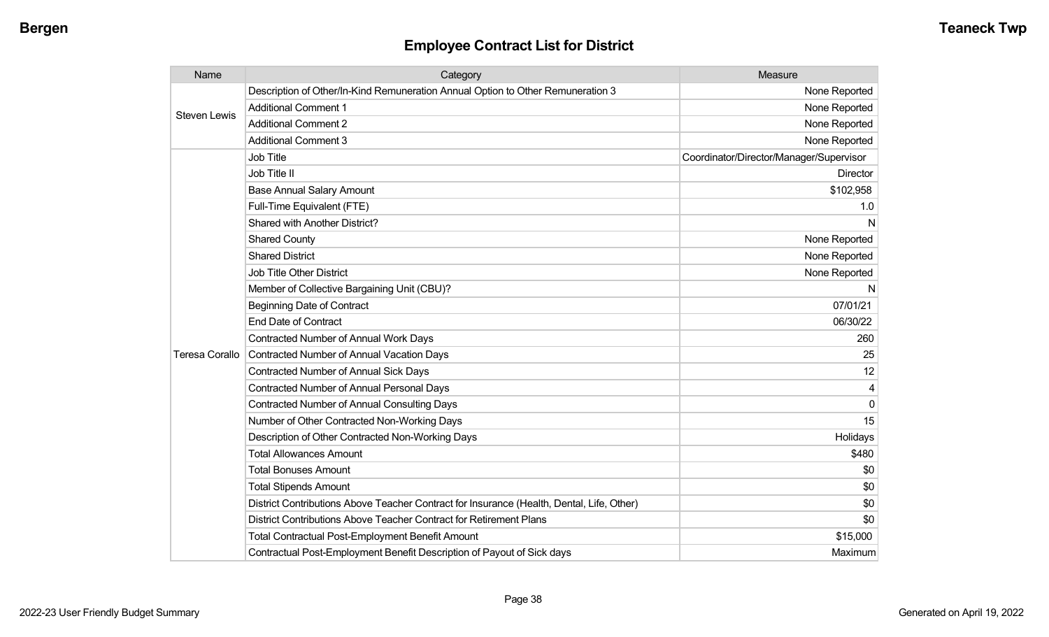## Employee Contract List for District

| Name | Category | Measure |
|---|---|---|
| Steven Lewis | Description of Other/In-Kind Remuneration Annual Option to Other Remuneration 3 | None Reported |
| | Additional Comment 1 | None Reported |
| | Additional Comment 2 | None Reported |
| | Additional Comment 3 | None Reported |
| Teresa Corallo | Job Title | Coordinator/Director/Manager/Supervisor |
| | Job Title II | Director |
| | Base Annual Salary Amount | $102,958 |
| | Full-Time Equivalent (FTE) | 1.0 |
| | Shared with Another District? | N |
| | Shared County | None Reported |
| | Shared District | None Reported |
| | Job Title Other District | None Reported |
| | Member of Collective Bargaining Unit (CBU)? | N |
| | Beginning Date of Contract | 07/01/21 |
| | End Date of Contract | 06/30/22 |
| | Contracted Number of Annual Work Days | 260 |
| | Contracted Number of Annual Vacation Days | 25 |
| | Contracted Number of Annual Sick Days | 12 |
| | Contracted Number of Annual Personal Days | 4 |
| | Contracted Number of Annual Consulting Days | 0 |
| | Number of Other Contracted Non-Working Days | 15 |
| | Description of Other Contracted Non-Working Days | Holidays |
| | Total Allowances Amount | $480 |
| | Total Bonuses Amount | $0 |
| | Total Stipends Amount | $0 |
| | District Contributions Above Teacher Contract for Insurance (Health, Dental, Life, Other) | $0 |
| | District Contributions Above Teacher Contract for Retirement Plans | $0 |
| | Total Contractual Post-Employment Benefit Amount | $15,000 |
| | Contractual Post-Employment Benefit Description of Payout of Sick days | Maximum |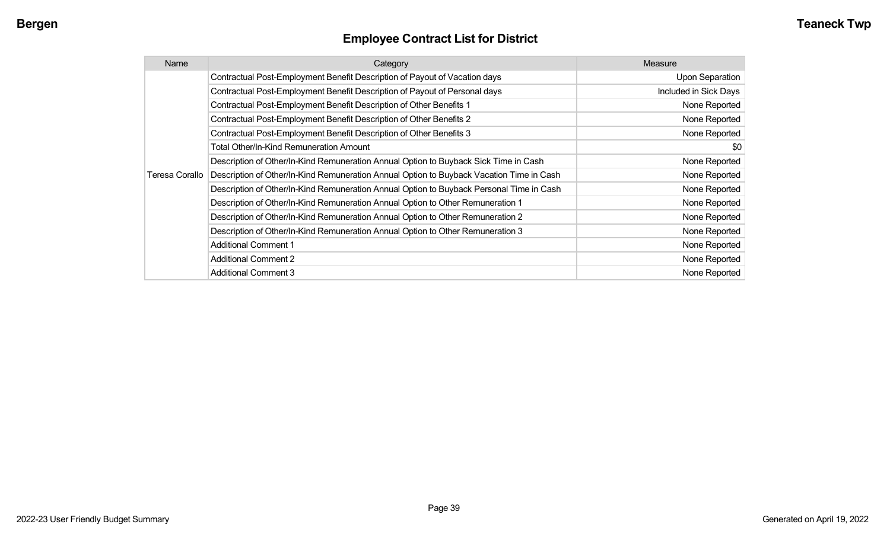## Employee Contract List for District

| Name | Category | Measure |
| --- | --- | --- |
| Teresa Corallo | Contractual Post-Employment Benefit Description of Payout of Vacation days | Upon Separation |
| | Contractual Post-Employment Benefit Description of Payout of Personal days | Included in Sick Days |
| | Contractual Post-Employment Benefit Description of Other Benefits 1 | None Reported |
| | Contractual Post-Employment Benefit Description of Other Benefits 2 | None Reported |
| | Contractual Post-Employment Benefit Description of Other Benefits 3 | None Reported |
| | Total Other/In-Kind Remuneration Amount | $0 |
| | Description of Other/In-Kind Remuneration Annual Option to Buyback Sick Time in Cash | None Reported |
| | Description of Other/In-Kind Remuneration Annual Option to Buyback Vacation Time in Cash | None Reported |
| | Description of Other/In-Kind Remuneration Annual Option to Buyback Personal Time in Cash | None Reported |
| | Description of Other/In-Kind Remuneration Annual Option to Other Remuneration 1 | None Reported |
| | Description of Other/In-Kind Remuneration Annual Option to Other Remuneration 2 | None Reported |
| | Description of Other/In-Kind Remuneration Annual Option to Other Remuneration 3 | None Reported |
| | Additional Comment 1 | None Reported |
| | Additional Comment 2 | None Reported |
| | Additional Comment 3 | None Reported |